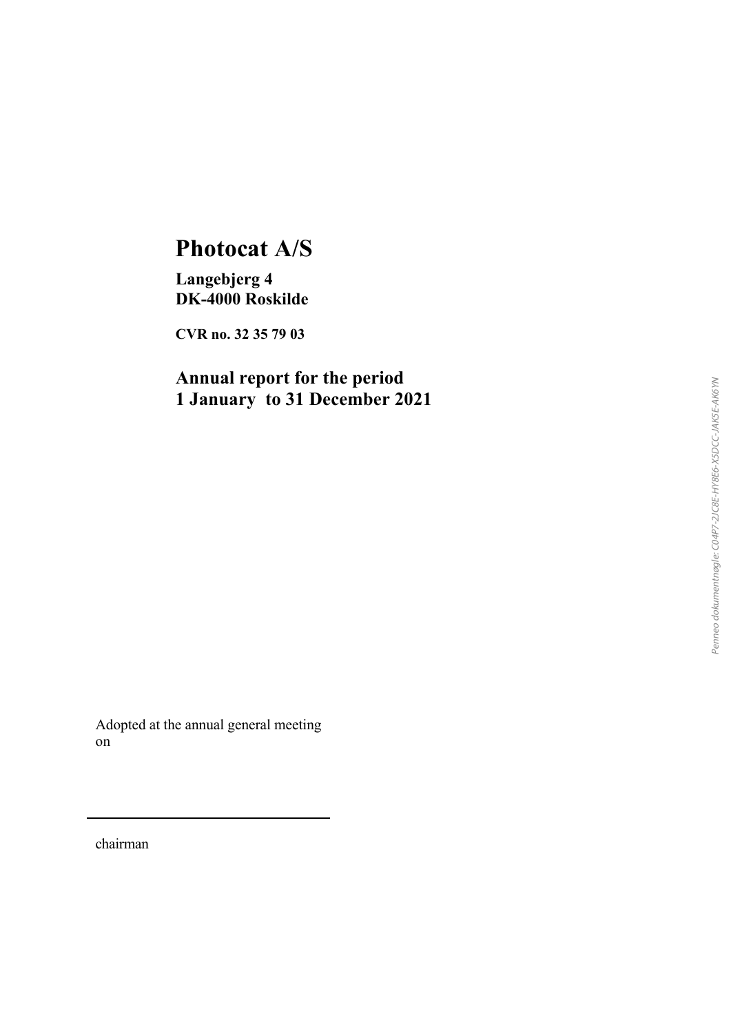# Photocat A/S

**Langebjerg 4**
**DK-4000 Roskilde**

**CVR no. 32 35 79 03**

## Annual report for the period 1 January to 31 December 2021

Penneo dokumentnøgle: C04P7-2JC8E-HY8E6-X5DCC-JAK5E-AK6YN

Adopted at the annual general meeting on

______________________________

chairman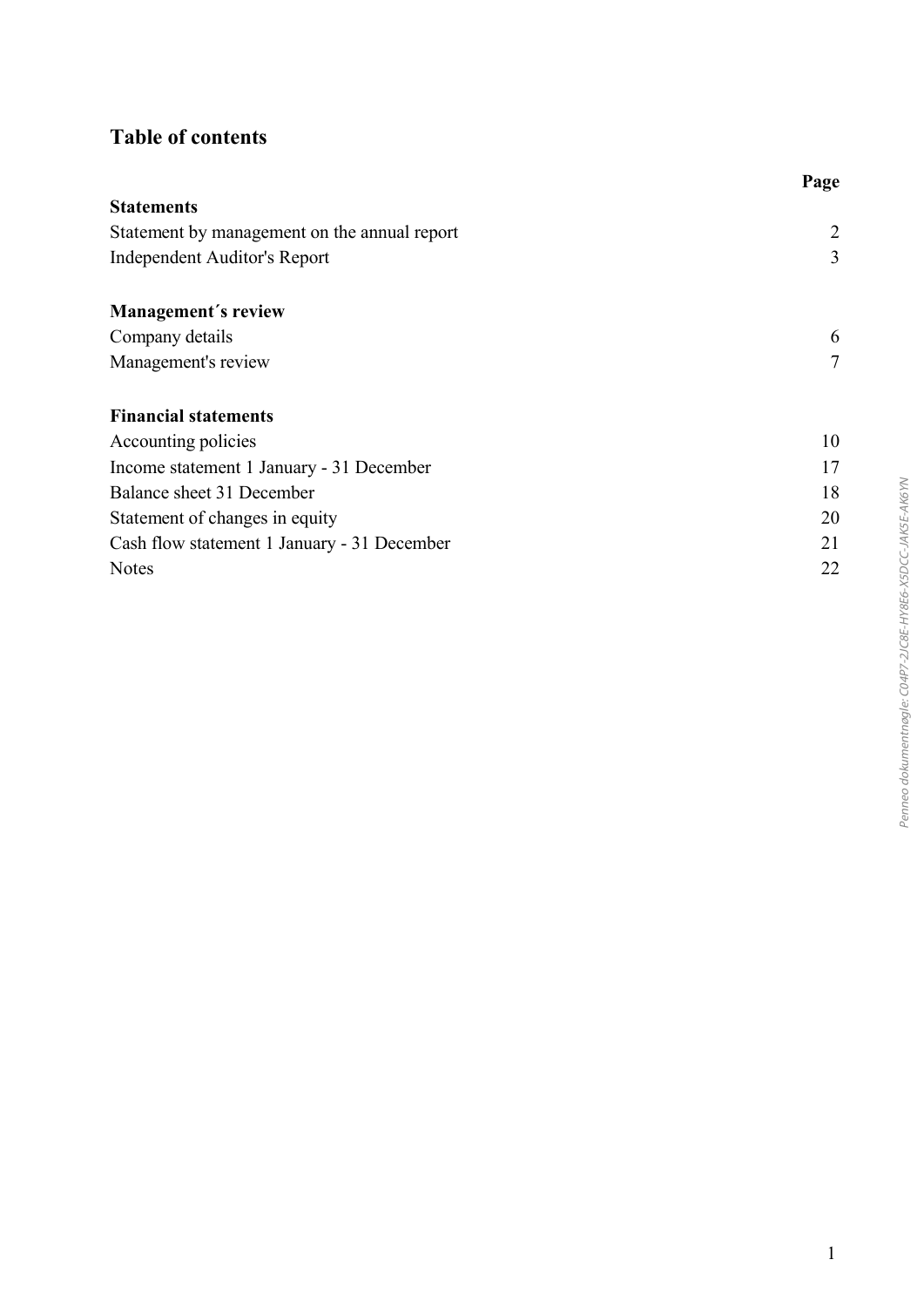# Table of contents

| | Page |
|---|---|
| **Statements** | |
| Statement by management on the annual report | 2 |
| Independent Auditor's Report | 3 |
| | |
| **Management´s review** | |
| Company details | 6 |
| Management's review | 7 |
| | |
| **Financial statements** | |
| Accounting policies | 10 |
| Income statement 1 January - 31 December | 17 |
| Balance sheet 31 December | 18 |
| Statement of changes in equity | 20 |
| Cash flow statement 1 January - 31 December | 21 |
| Notes | 22 |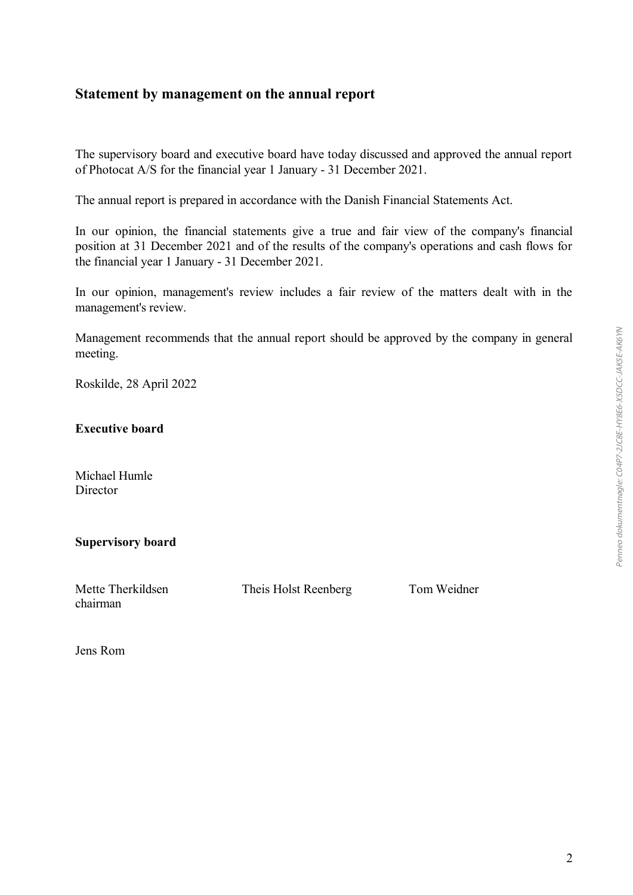## Statement by management on the annual report

The supervisory board and executive board have today discussed and approved the annual report of Photocat A/S for the financial year 1 January - 31 December 2021.

The annual report is prepared in accordance with the Danish Financial Statements Act.

In our opinion, the financial statements give a true and fair view of the company's financial position at 31 December 2021 and of the results of the company's operations and cash flows for the financial year 1 January - 31 December 2021.

In our opinion, management's review includes a fair review of the matters dealt with in the management's review.

Management recommends that the annual report should be approved by the company in general meeting.

Roskilde, 28 April 2022

**Executive board**

Michael Humle
Director

**Supervisory board**

Mette Therkildsen
chairman

Theis Holst Reenberg

Tom Weidner

Jens Rom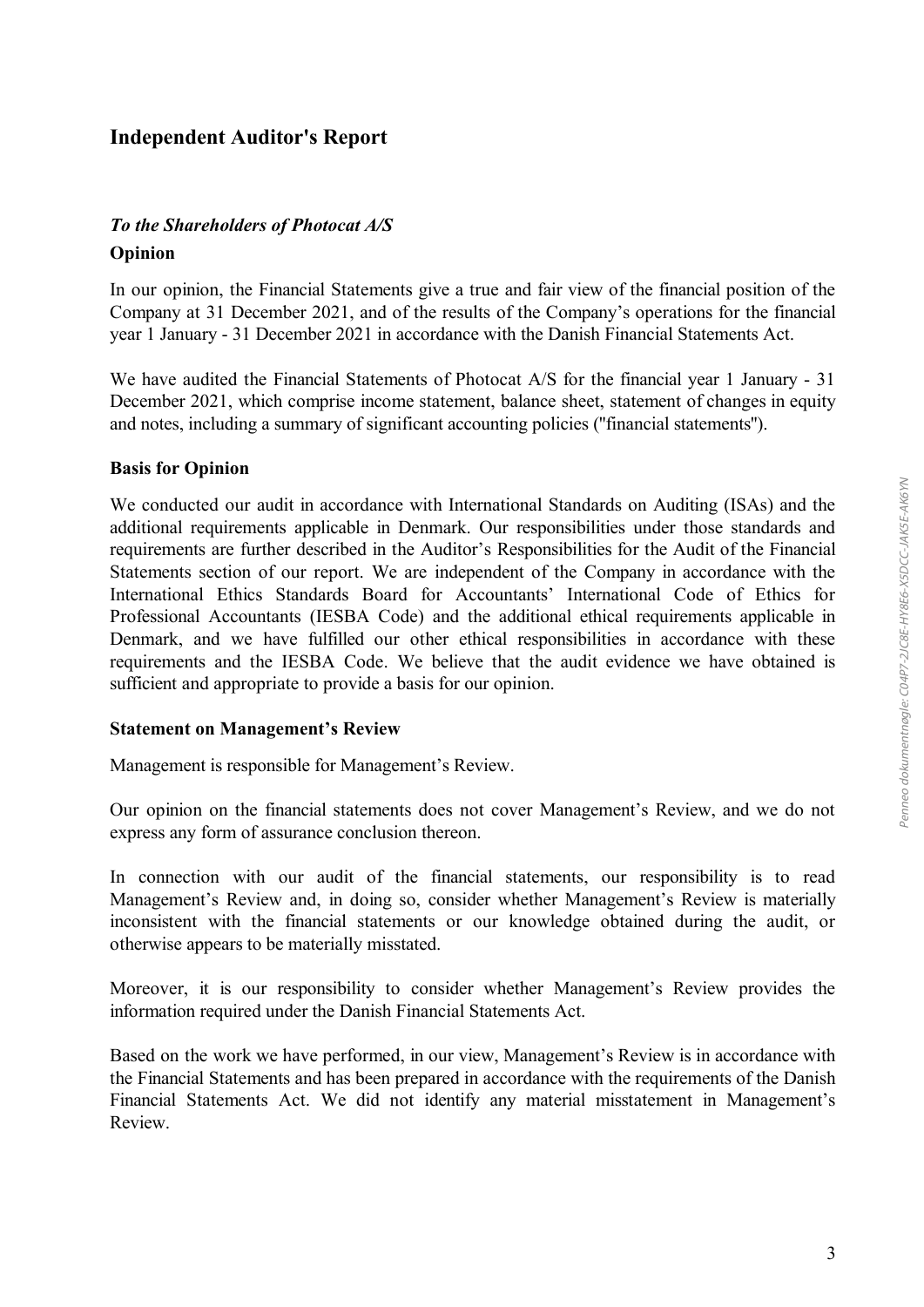# Independent Auditor's Report

### *To the Shareholders of Photocat A/S*

### Opinion

In our opinion, the Financial Statements give a true and fair view of the financial position of the Company at 31 December 2021, and of the results of the Company's operations for the financial year 1 January - 31 December 2021 in accordance with the Danish Financial Statements Act.

We have audited the Financial Statements of Photocat A/S for the financial year 1 January - 31 December 2021, which comprise income statement, balance sheet, statement of changes in equity and notes, including a summary of significant accounting policies ("financial statements").

### Basis for Opinion

We conducted our audit in accordance with International Standards on Auditing (ISAs) and the additional requirements applicable in Denmark. Our responsibilities under those standards and requirements are further described in the Auditor's Responsibilities for the Audit of the Financial Statements section of our report. We are independent of the Company in accordance with the International Ethics Standards Board for Accountants' International Code of Ethics for Professional Accountants (IESBA Code) and the additional ethical requirements applicable in Denmark, and we have fulfilled our other ethical responsibilities in accordance with these requirements and the IESBA Code. We believe that the audit evidence we have obtained is sufficient and appropriate to provide a basis for our opinion.

### Statement on Management's Review

Management is responsible for Management's Review.

Our opinion on the financial statements does not cover Management's Review, and we do not express any form of assurance conclusion thereon.

In connection with our audit of the financial statements, our responsibility is to read Management's Review and, in doing so, consider whether Management's Review is materially inconsistent with the financial statements or our knowledge obtained during the audit, or otherwise appears to be materially misstated.

Moreover, it is our responsibility to consider whether Management's Review provides the information required under the Danish Financial Statements Act.

Based on the work we have performed, in our view, Management's Review is in accordance with the Financial Statements and has been prepared in accordance with the requirements of the Danish Financial Statements Act. We did not identify any material misstatement in Management's Review.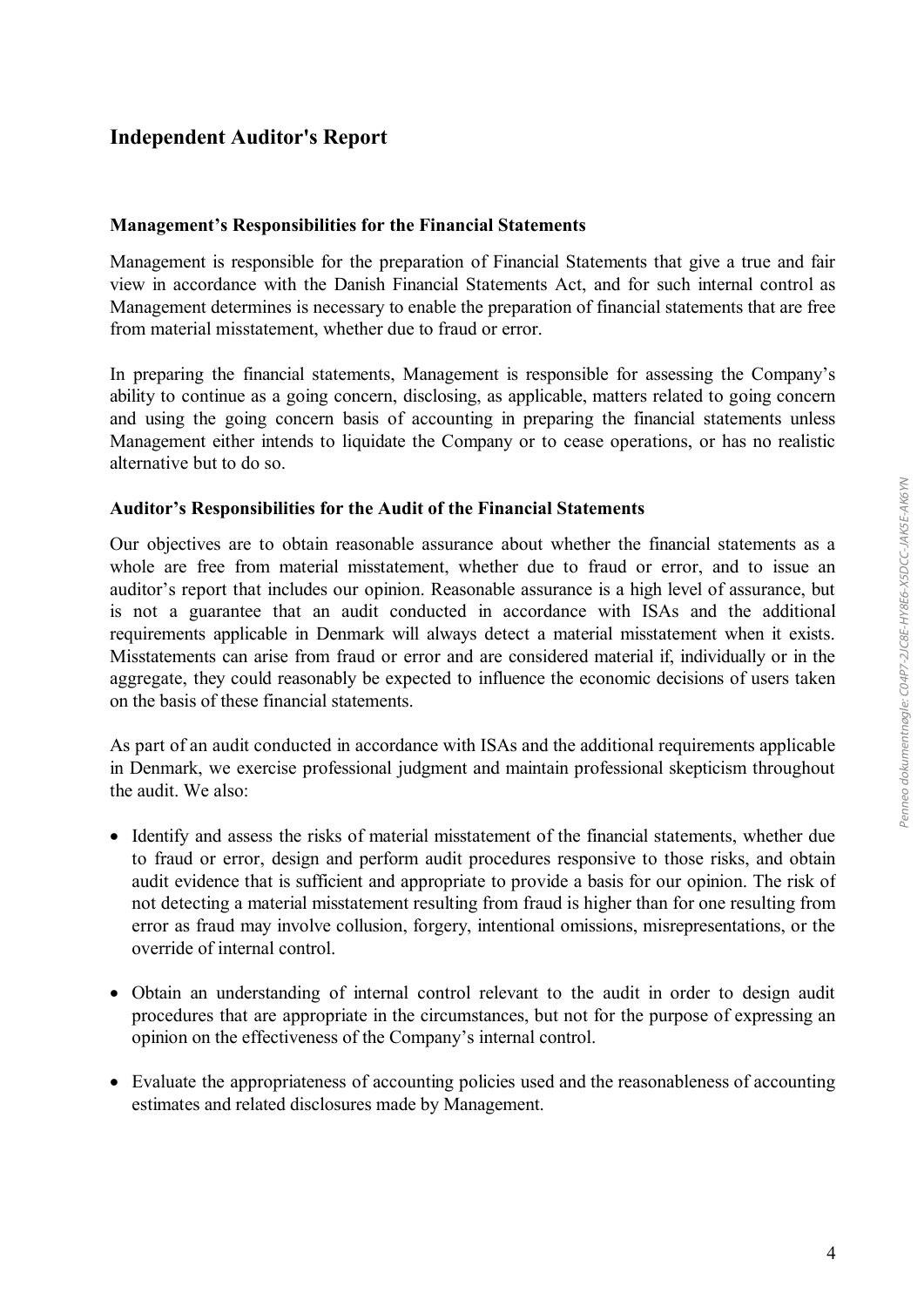## Independent Auditor's Report

### Management's Responsibilities for the Financial Statements

Management is responsible for the preparation of Financial Statements that give a true and fair view in accordance with the Danish Financial Statements Act, and for such internal control as Management determines is necessary to enable the preparation of financial statements that are free from material misstatement, whether due to fraud or error.

In preparing the financial statements, Management is responsible for assessing the Company's ability to continue as a going concern, disclosing, as applicable, matters related to going concern and using the going concern basis of accounting in preparing the financial statements unless Management either intends to liquidate the Company or to cease operations, or has no realistic alternative but to do so.

### Auditor's Responsibilities for the Audit of the Financial Statements

Our objectives are to obtain reasonable assurance about whether the financial statements as a whole are free from material misstatement, whether due to fraud or error, and to issue an auditor's report that includes our opinion. Reasonable assurance is a high level of assurance, but is not a guarantee that an audit conducted in accordance with ISAs and the additional requirements applicable in Denmark will always detect a material misstatement when it exists. Misstatements can arise from fraud or error and are considered material if, individually or in the aggregate, they could reasonably be expected to influence the economic decisions of users taken on the basis of these financial statements.

As part of an audit conducted in accordance with ISAs and the additional requirements applicable in Denmark, we exercise professional judgment and maintain professional skepticism throughout the audit. We also:

- Identify and assess the risks of material misstatement of the financial statements, whether due to fraud or error, design and perform audit procedures responsive to those risks, and obtain audit evidence that is sufficient and appropriate to provide a basis for our opinion. The risk of not detecting a material misstatement resulting from fraud is higher than for one resulting from error as fraud may involve collusion, forgery, intentional omissions, misrepresentations, or the override of internal control.

- Obtain an understanding of internal control relevant to the audit in order to design audit procedures that are appropriate in the circumstances, but not for the purpose of expressing an opinion on the effectiveness of the Company's internal control.

- Evaluate the appropriateness of accounting policies used and the reasonableness of accounting estimates and related disclosures made by Management.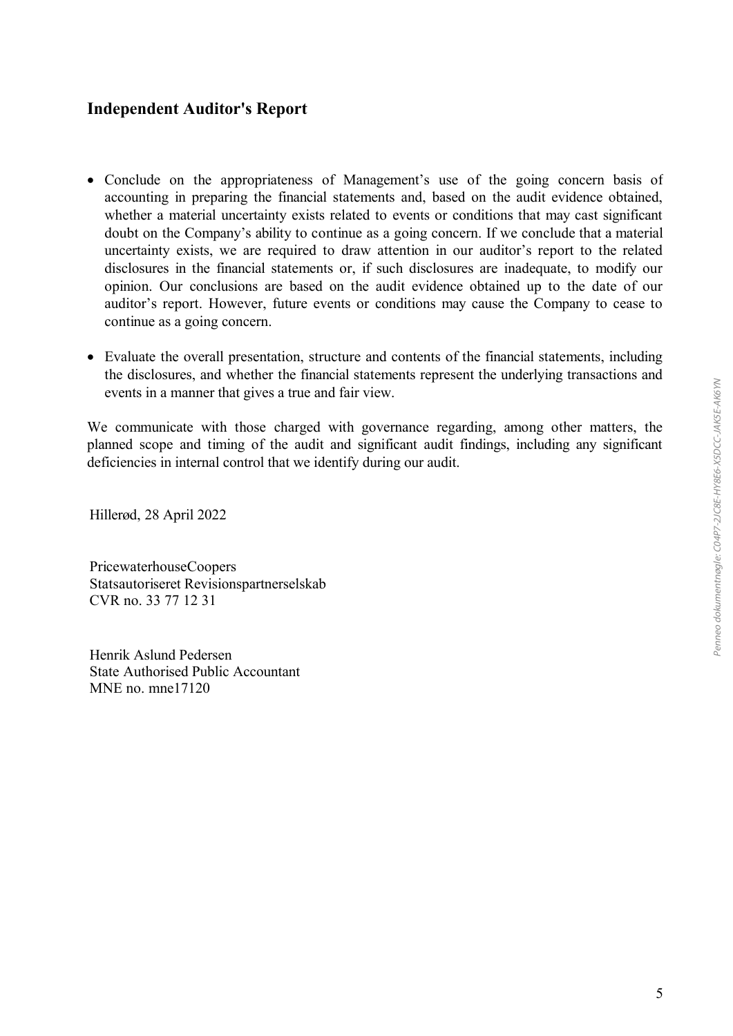## Independent Auditor's Report

- Conclude on the appropriateness of Management's use of the going concern basis of accounting in preparing the financial statements and, based on the audit evidence obtained, whether a material uncertainty exists related to events or conditions that may cast significant doubt on the Company's ability to continue as a going concern. If we conclude that a material uncertainty exists, we are required to draw attention in our auditor's report to the related disclosures in the financial statements or, if such disclosures are inadequate, to modify our opinion. Our conclusions are based on the audit evidence obtained up to the date of our auditor's report. However, future events or conditions may cause the Company to cease to continue as a going concern.

- Evaluate the overall presentation, structure and contents of the financial statements, including the disclosures, and whether the financial statements represent the underlying transactions and events in a manner that gives a true and fair view.

We communicate with those charged with governance regarding, among other matters, the planned scope and timing of the audit and significant audit findings, including any significant deficiencies in internal control that we identify during our audit.

Hillerød, 28 April 2022

PricewaterhouseCoopers
Statsautoriseret Revisionspartnerselskab
CVR no. 33 77 12 31

Henrik Aslund Pedersen
State Authorised Public Accountant
MNE no. mne17120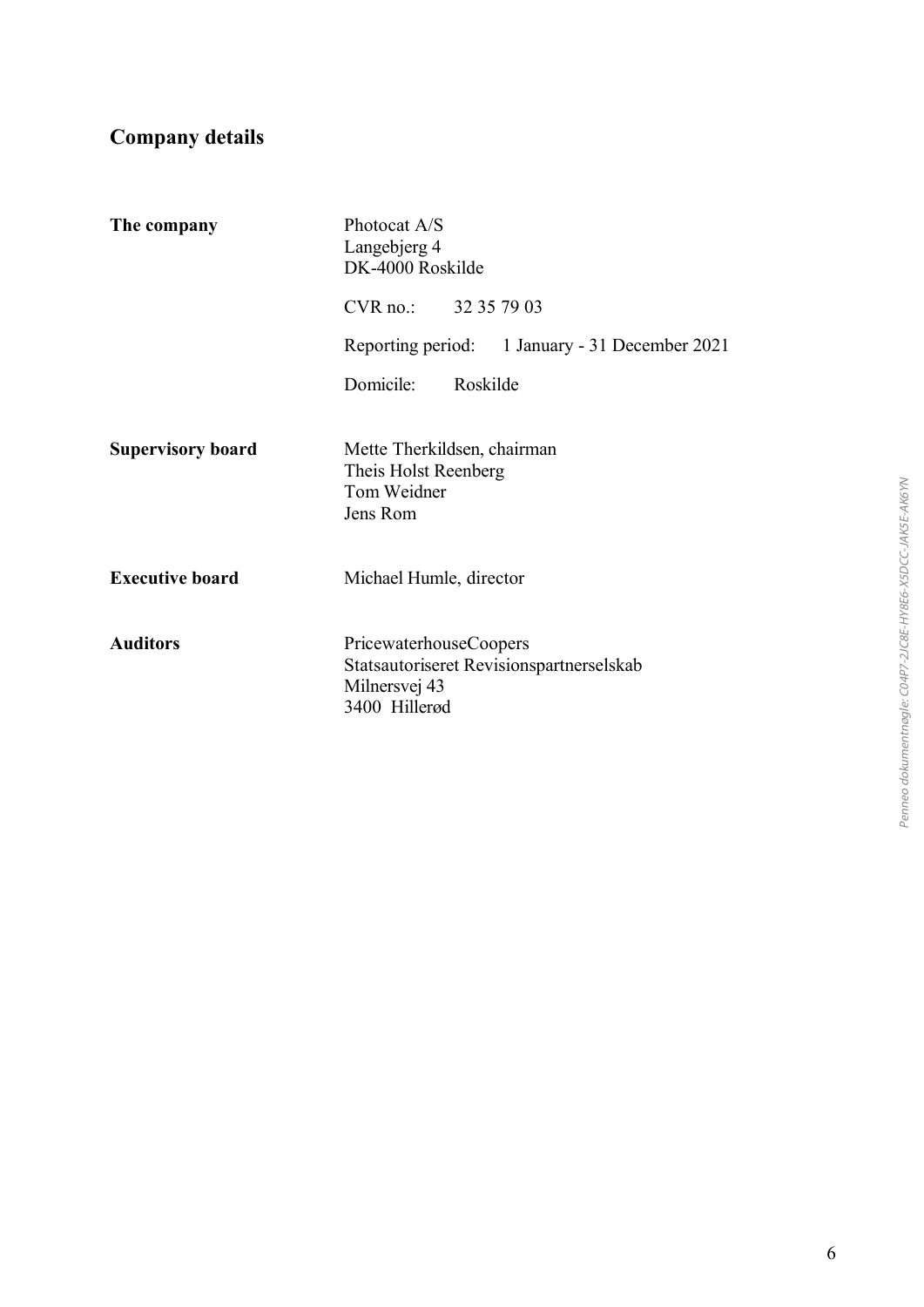# Company details

| | |
|---|---|
| **The company** | Photocat A/S<br>Langebjerg 4<br>DK-4000 Roskilde |
| | CVR no.: 32 35 79 03 |
| | Reporting period: 1 January - 31 December 2021 |
| | Domicile: Roskilde |
| **Supervisory board** | Mette Therkildsen, chairman<br>Theis Holst Reenberg<br>Tom Weidner<br>Jens Rom |
| **Executive board** | Michael Humle, director |
| **Auditors** | PricewaterhouseCoopers<br>Statsautoriseret Revisionspartnerselskab<br>Milnersvej 43<br>3400 Hillerød |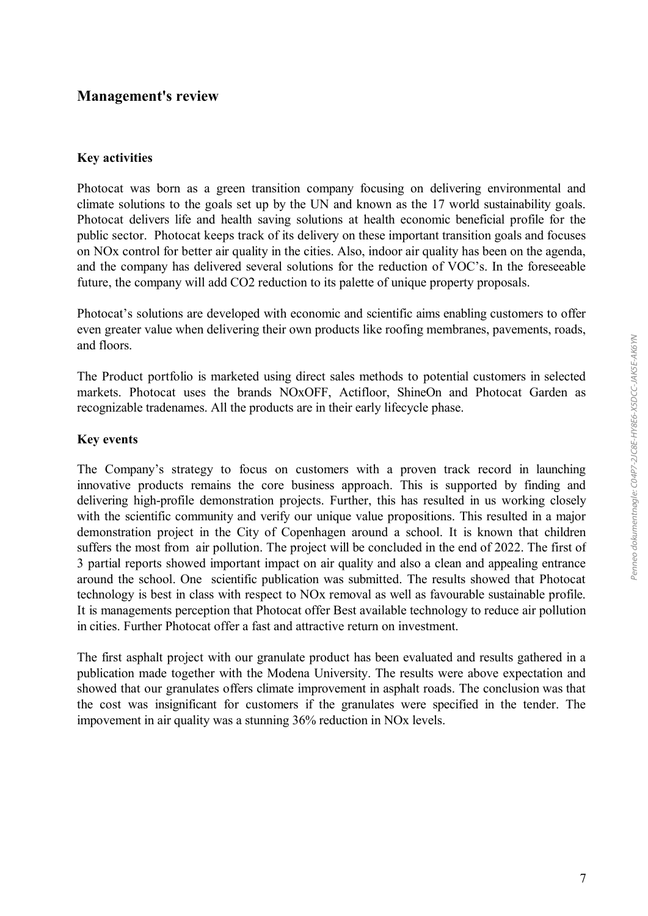## Management's review

### Key activities

Photocat was born as a green transition company focusing on delivering environmental and climate solutions to the goals set up by the UN and known as the 17 world sustainability goals. Photocat delivers life and health saving solutions at health economic beneficial profile for the public sector. Photocat keeps track of its delivery on these important transition goals and focuses on NOx control for better air quality in the cities. Also, indoor air quality has been on the agenda, and the company has delivered several solutions for the reduction of VOC's. In the foreseeable future, the company will add $CO_2$ reduction to its palette of unique property proposals.

Photocat's solutions are developed with economic and scientific aims enabling customers to offer even greater value when delivering their own products like roofing membranes, pavements, roads, and floors.

The Product portfolio is marketed using direct sales methods to potential customers in selected markets. Photocat uses the brands NOxOFF, Actifloor, ShineOn and Photocat Garden as recognizable tradenames. All the products are in their early lifecycle phase.

### Key events

The Company's strategy to focus on customers with a proven track record in launching innovative products remains the core business approach. This is supported by finding and delivering high-profile demonstration projects. Further, this has resulted in us working closely with the scientific community and verify our unique value propositions. This resulted in a major demonstration project in the City of Copenhagen around a school. It is known that children suffers the most from air pollution. The project will be concluded in the end of 2022. The first of 3 partial reports showed important impact on air quality and also a clean and appealing entrance around the school. One scientific publication was submitted. The results showed that Photocat technology is best in class with respect to NOx removal as well as favourable sustainable profile. It is managements perception that Photocat offer Best available technology to reduce air pollution in cities. Further Photocat offer a fast and attractive return on investment.

The first asphalt project with our granulate product has been evaluated and results gathered in a publication made together with the Modena University. The results were above expectation and showed that our granulates offers climate improvement in asphalt roads. The conclusion was that the cost was insignificant for customers if the granulates were specified in the tender. The impovement in air quality was a stunning 36% reduction in NOx levels.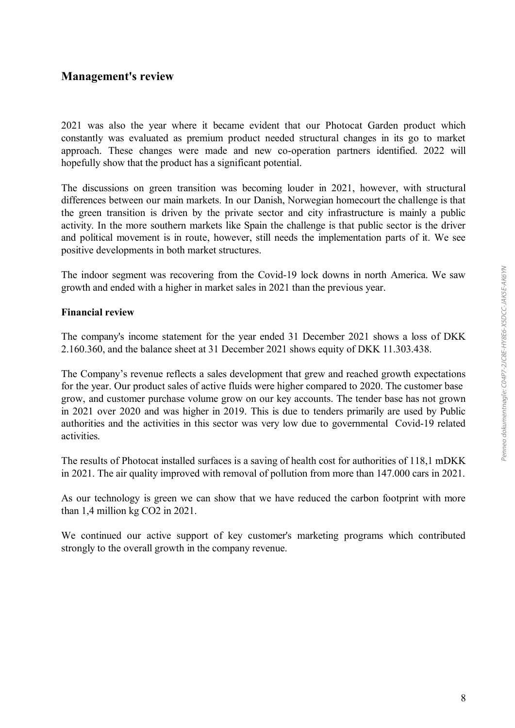## Management's review

2021 was also the year where it became evident that our Photocat Garden product which constantly was evaluated as premium product needed structural changes in its go to market approach. These changes were made and new co-operation partners identified. 2022 will hopefully show that the product has a significant potential.

The discussions on green transition was becoming louder in 2021, however, with structural differences between our main markets. In our Danish, Norwegian homecourt the challenge is that the green transition is driven by the private sector and city infrastructure is mainly a public activity. In the more southern markets like Spain the challenge is that public sector is the driver and political movement is in route, however, still needs the implementation parts of it. We see positive developments in both market structures.

The indoor segment was recovering from the Covid-19 lock downs in north America. We saw growth and ended with a higher in market sales in 2021 than the previous year.

### Financial review

The company's income statement for the year ended 31 December 2021 shows a loss of DKK 2.160.360, and the balance sheet at 31 December 2021 shows equity of DKK 11.303.438.

The Company's revenue reflects a sales development that grew and reached growth expectations for the year. Our product sales of active fluids were higher compared to 2020. The customer base grow, and customer purchase volume grow on our key accounts. The tender base has not grown in 2021 over 2020 and was higher in 2019. This is due to tenders primarily are used by Public authorities and the activities in this sector was very low due to governmental Covid-19 related activities.

The results of Photocat installed surfaces is a saving of health cost for authorities of 118,1 mDKK in 2021. The air quality improved with removal of pollution from more than 147.000 cars in 2021.

As our technology is green we can show that we have reduced the carbon footprint with more than 1,4 million kg $CO_2$ in 2021.

We continued our active support of key customer's marketing programs which contributed strongly to the overall growth in the company revenue.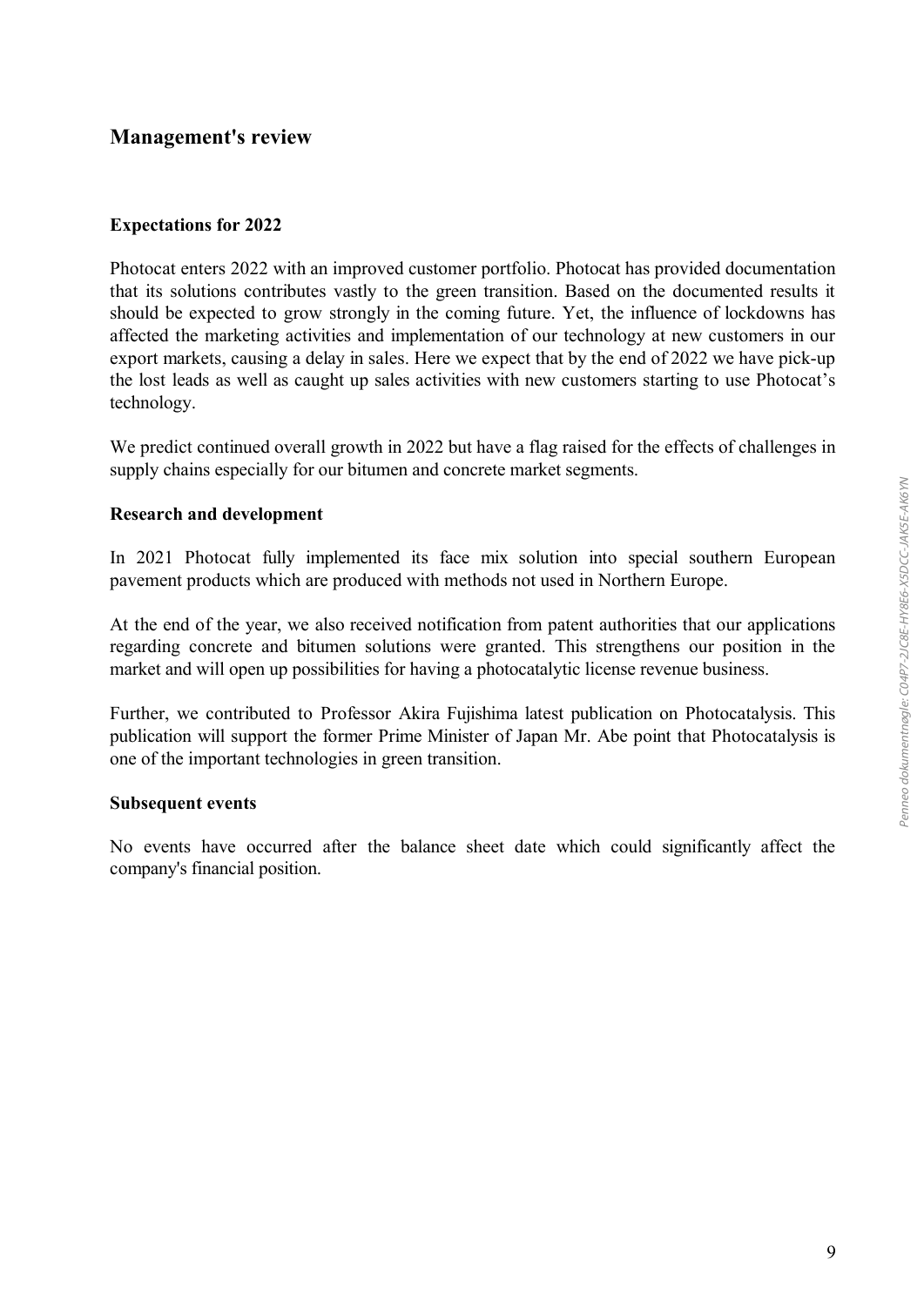## Management's review

### Expectations for 2022

Photocat enters 2022 with an improved customer portfolio. Photocat has provided documentation that its solutions contributes vastly to the green transition. Based on the documented results it should be expected to grow strongly in the coming future. Yet, the influence of lockdowns has affected the marketing activities and implementation of our technology at new customers in our export markets, causing a delay in sales. Here we expect that by the end of 2022 we have pick-up the lost leads as well as caught up sales activities with new customers starting to use Photocat's technology.

We predict continued overall growth in 2022 but have a flag raised for the effects of challenges in supply chains especially for our bitumen and concrete market segments.

### Research and development

In 2021 Photocat fully implemented its face mix solution into special southern European pavement products which are produced with methods not used in Northern Europe.

At the end of the year, we also received notification from patent authorities that our applications regarding concrete and bitumen solutions were granted. This strengthens our position in the market and will open up possibilities for having a photocatalytic license revenue business.

Further, we contributed to Professor Akira Fujishima latest publication on Photocatalysis. This publication will support the former Prime Minister of Japan Mr. Abe point that Photocatalysis is one of the important technologies in green transition.

### Subsequent events

No events have occurred after the balance sheet date which could significantly affect the company's financial position.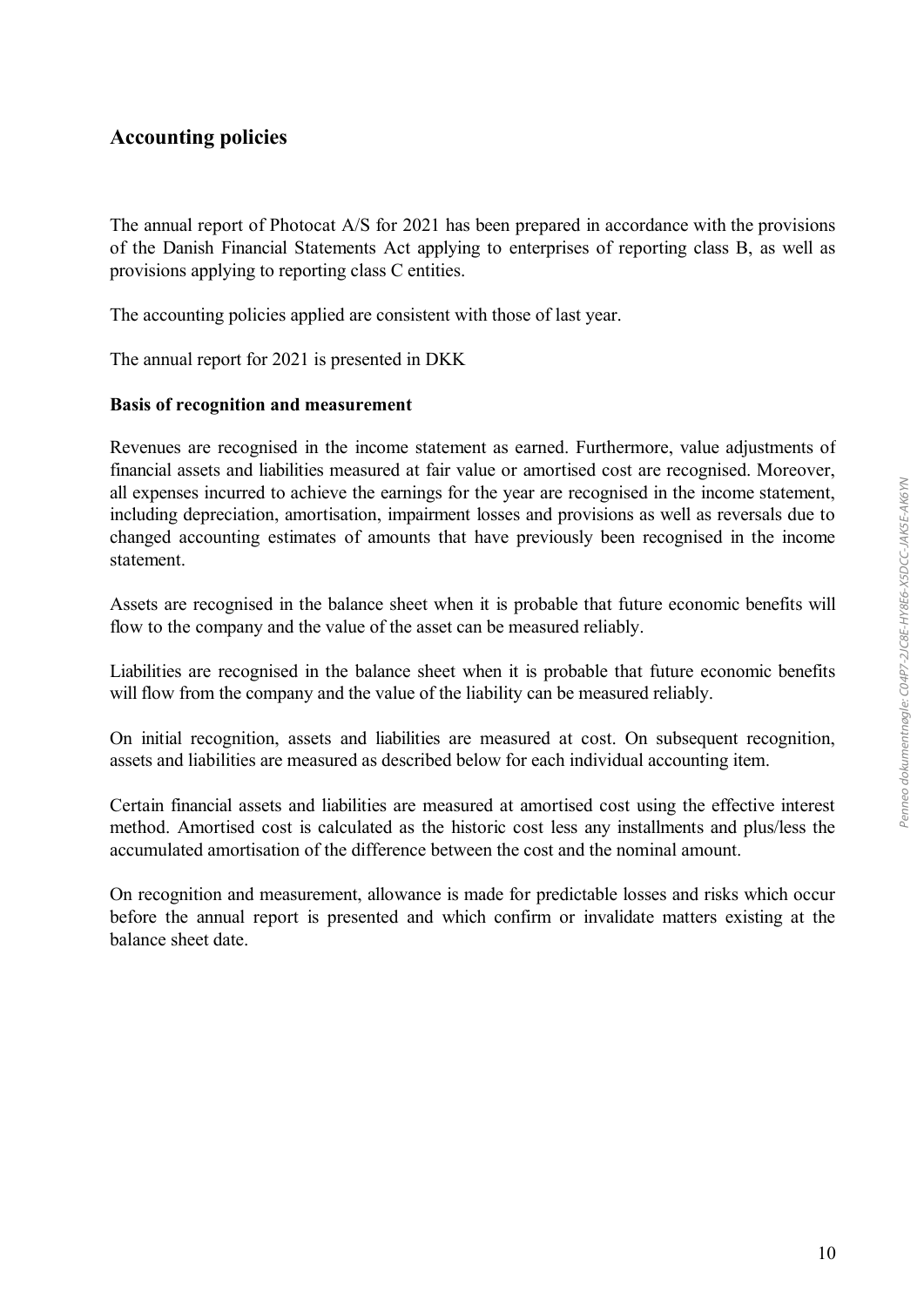## Accounting policies

The annual report of Photocat A/S for 2021 has been prepared in accordance with the provisions of the Danish Financial Statements Act applying to enterprises of reporting class B, as well as provisions applying to reporting class C entities.

The accounting policies applied are consistent with those of last year.

The annual report for 2021 is presented in DKK

### Basis of recognition and measurement

Revenues are recognised in the income statement as earned. Furthermore, value adjustments of financial assets and liabilities measured at fair value or amortised cost are recognised. Moreover, all expenses incurred to achieve the earnings for the year are recognised in the income statement, including depreciation, amortisation, impairment losses and provisions as well as reversals due to changed accounting estimates of amounts that have previously been recognised in the income statement.

Assets are recognised in the balance sheet when it is probable that future economic benefits will flow to the company and the value of the asset can be measured reliably.

Liabilities are recognised in the balance sheet when it is probable that future economic benefits will flow from the company and the value of the liability can be measured reliably.

On initial recognition, assets and liabilities are measured at cost. On subsequent recognition, assets and liabilities are measured as described below for each individual accounting item.

Certain financial assets and liabilities are measured at amortised cost using the effective interest method. Amortised cost is calculated as the historic cost less any installments and plus/less the accumulated amortisation of the difference between the cost and the nominal amount.

On recognition and measurement, allowance is made for predictable losses and risks which occur before the annual report is presented and which confirm or invalidate matters existing at the balance sheet date.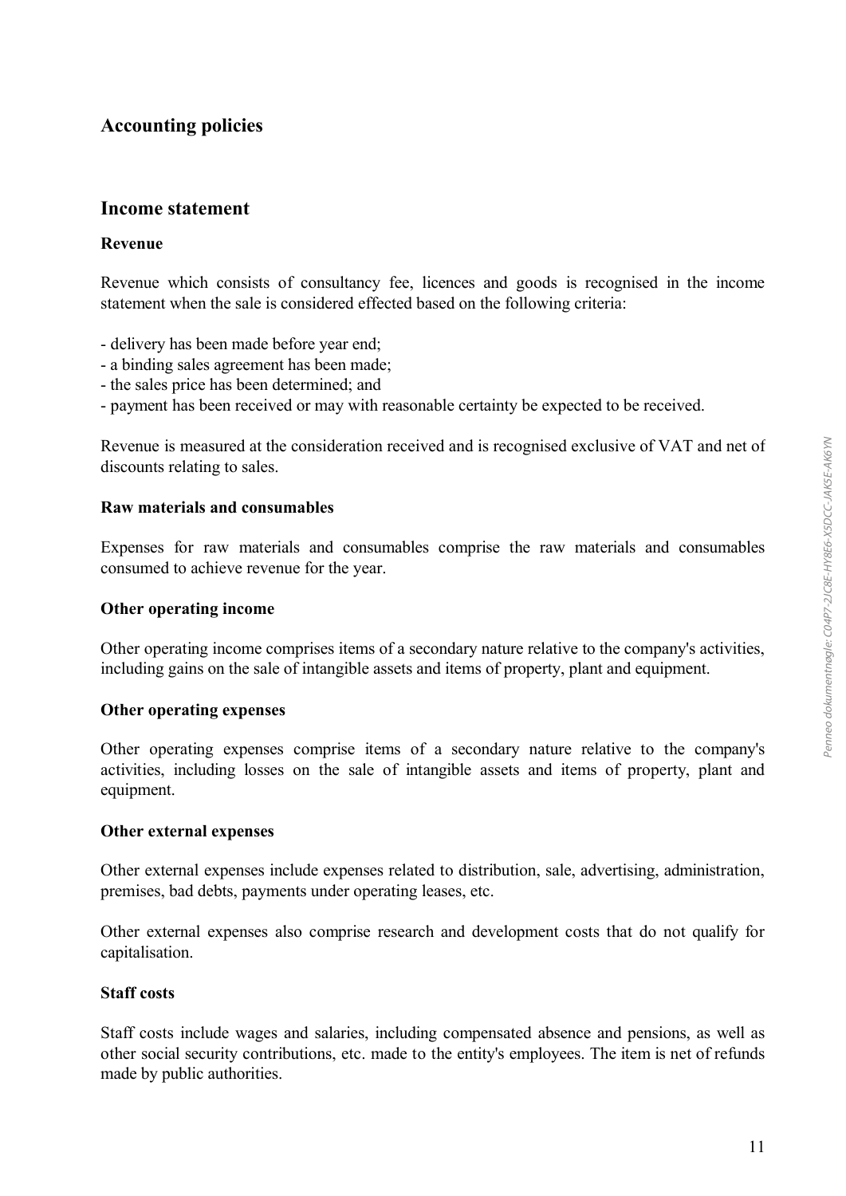# Accounting policies

## Income statement

### Revenue

Revenue which consists of consultancy fee, licences and goods is recognised in the income statement when the sale is considered effected based on the following criteria:

- delivery has been made before year end;
- a binding sales agreement has been made;
- the sales price has been determined; and
- payment has been received or may with reasonable certainty be expected to be received.

Revenue is measured at the consideration received and is recognised exclusive of VAT and net of discounts relating to sales.

### Raw materials and consumables

Expenses for raw materials and consumables comprise the raw materials and consumables consumed to achieve revenue for the year.

### Other operating income

Other operating income comprises items of a secondary nature relative to the company's activities, including gains on the sale of intangible assets and items of property, plant and equipment.

### Other operating expenses

Other operating expenses comprise items of a secondary nature relative to the company's activities, including losses on the sale of intangible assets and items of property, plant and equipment.

### Other external expenses

Other external expenses include expenses related to distribution, sale, advertising, administration, premises, bad debts, payments under operating leases, etc.

Other external expenses also comprise research and development costs that do not qualify for capitalisation.

### Staff costs

Staff costs include wages and salaries, including compensated absence and pensions, as well as other social security contributions, etc. made to the entity's employees. The item is net of refunds made by public authorities.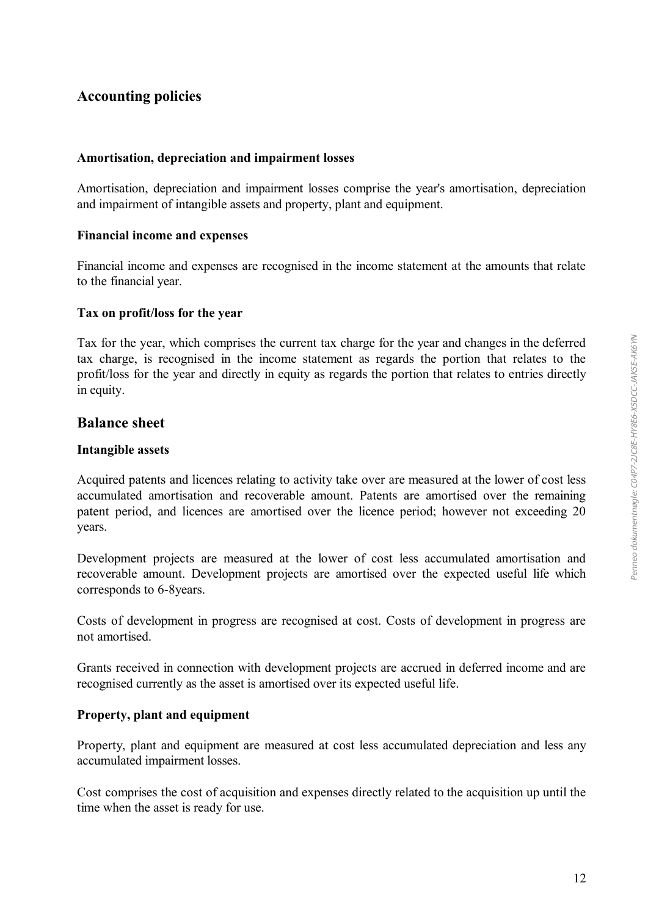## Accounting policies

#### Amortisation, depreciation and impairment losses

Amortisation, depreciation and impairment losses comprise the year's amortisation, depreciation and impairment of intangible assets and property, plant and equipment.

#### Financial income and expenses

Financial income and expenses are recognised in the income statement at the amounts that relate to the financial year.

#### Tax on profit/loss for the year

Tax for the year, which comprises the current tax charge for the year and changes in the deferred tax charge, is recognised in the income statement as regards the portion that relates to the profit/loss for the year and directly in equity as regards the portion that relates to entries directly in equity.

## Balance sheet

#### Intangible assets

Acquired patents and licences relating to activity take over are measured at the lower of cost less accumulated amortisation and recoverable amount. Patents are amortised over the remaining patent period, and licences are amortised over the licence period; however not exceeding 20 years.

Development projects are measured at the lower of cost less accumulated amortisation and recoverable amount. Development projects are amortised over the expected useful life which corresponds to 6-8years.

Costs of development in progress are recognised at cost. Costs of development in progress are not amortised.

Grants received in connection with development projects are accrued in deferred income and are recognised currently as the asset is amortised over its expected useful life.

#### Property, plant and equipment

Property, plant and equipment are measured at cost less accumulated depreciation and less any accumulated impairment losses.

Cost comprises the cost of acquisition and expenses directly related to the acquisition up until the time when the asset is ready for use.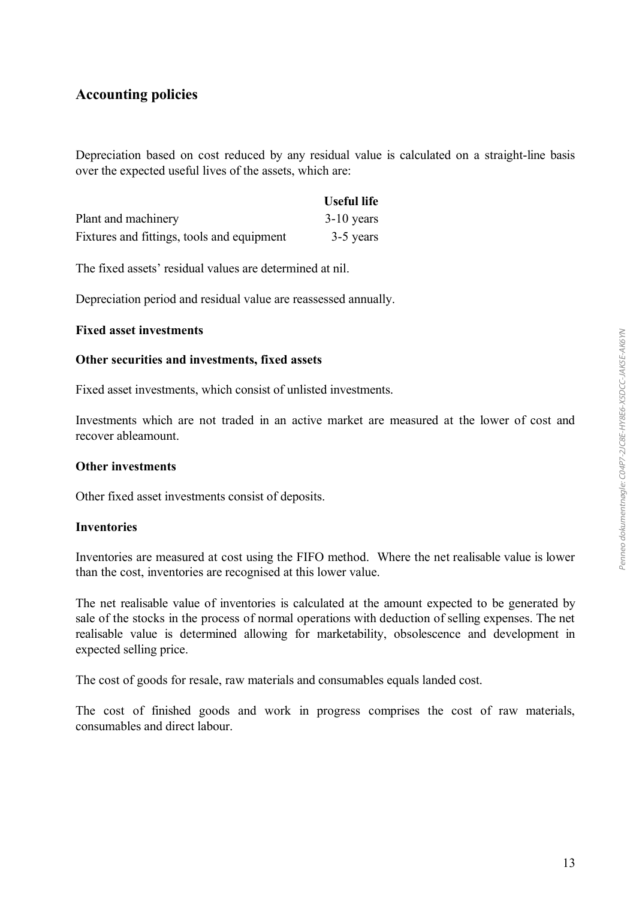## Accounting policies

Depreciation based on cost reduced by any residual value is calculated on a straight-line basis over the expected useful lives of the assets, which are:

| | Useful life |
|---|---|
| Plant and machinery | 3-10 years |
| Fixtures and fittings, tools and equipment | 3-5 years |

The fixed assets' residual values are determined at nil.

Depreciation period and residual value are reassessed annually.

**Fixed asset investments**

**Other securities and investments, fixed assets**

Fixed asset investments, which consist of unlisted investments.

Investments which are not traded in an active market are measured at the lower of cost and recover ableamount.

**Other investments**

Other fixed asset investments consist of deposits.

**Inventories**

Inventories are measured at cost using the FIFO method. Where the net realisable value is lower than the cost, inventories are recognised at this lower value.

The net realisable value of inventories is calculated at the amount expected to be generated by sale of the stocks in the process of normal operations with deduction of selling expenses. The net realisable value is determined allowing for marketability, obsolescence and development in expected selling price.

The cost of goods for resale, raw materials and consumables equals landed cost.

The cost of finished goods and work in progress comprises the cost of raw materials, consumables and direct labour.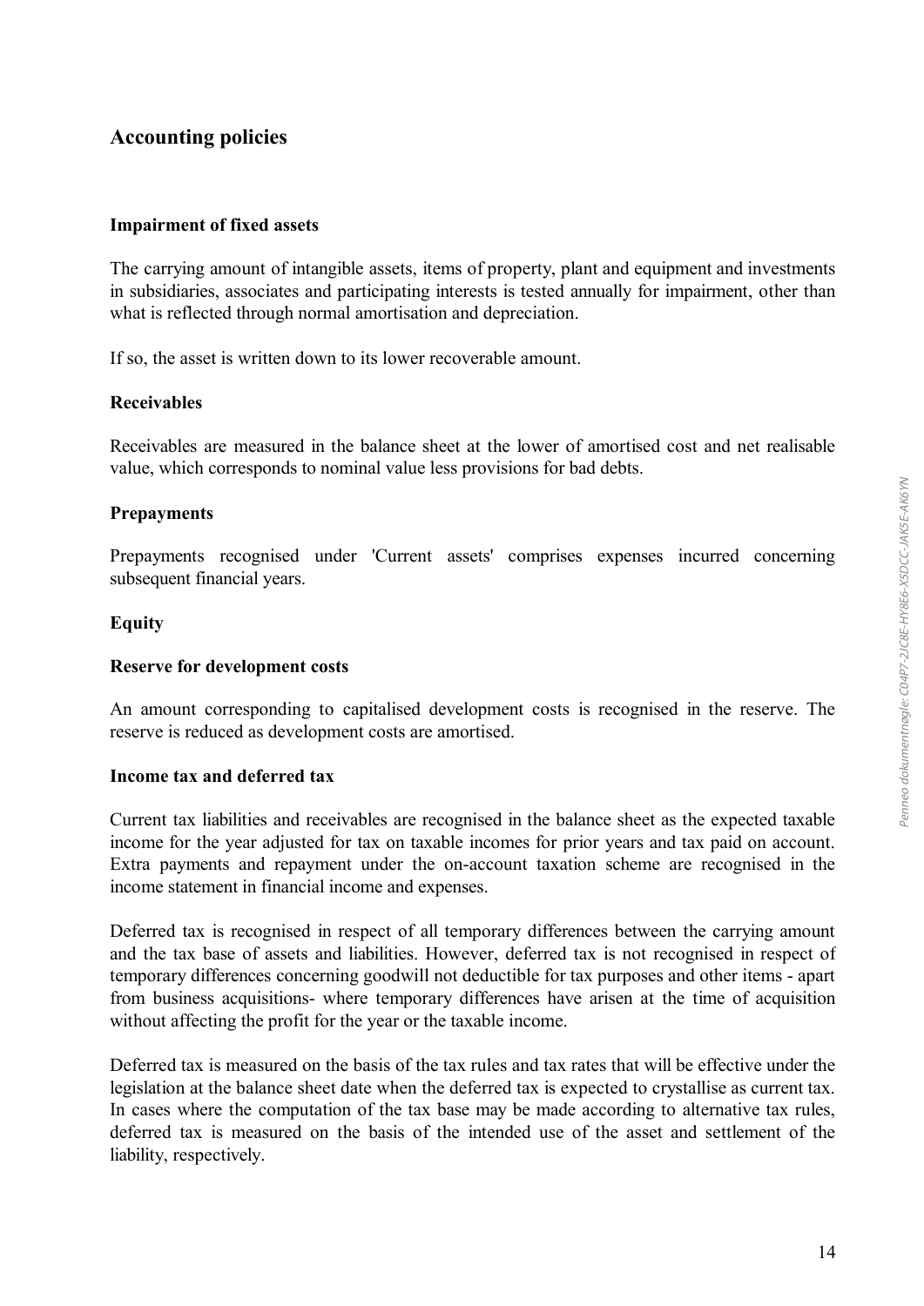## Accounting policies

### Impairment of fixed assets

The carrying amount of intangible assets, items of property, plant and equipment and investments in subsidiaries, associates and participating interests is tested annually for impairment, other than what is reflected through normal amortisation and depreciation.

If so, the asset is written down to its lower recoverable amount.

### Receivables

Receivables are measured in the balance sheet at the lower of amortised cost and net realisable value, which corresponds to nominal value less provisions for bad debts.

### Prepayments

Prepayments recognised under 'Current assets' comprises expenses incurred concerning subsequent financial years.

### Equity

### Reserve for development costs

An amount corresponding to capitalised development costs is recognised in the reserve. The reserve is reduced as development costs are amortised.

### Income tax and deferred tax

Current tax liabilities and receivables are recognised in the balance sheet as the expected taxable income for the year adjusted for tax on taxable incomes for prior years and tax paid on account. Extra payments and repayment under the on-account taxation scheme are recognised in the income statement in financial income and expenses.

Deferred tax is recognised in respect of all temporary differences between the carrying amount and the tax base of assets and liabilities. However, deferred tax is not recognised in respect of temporary differences concerning goodwill not deductible for tax purposes and other items - apart from business acquisitions- where temporary differences have arisen at the time of acquisition without affecting the profit for the year or the taxable income.

Deferred tax is measured on the basis of the tax rules and tax rates that will be effective under the legislation at the balance sheet date when the deferred tax is expected to crystallise as current tax. In cases where the computation of the tax base may be made according to alternative tax rules, deferred tax is measured on the basis of the intended use of the asset and settlement of the liability, respectively.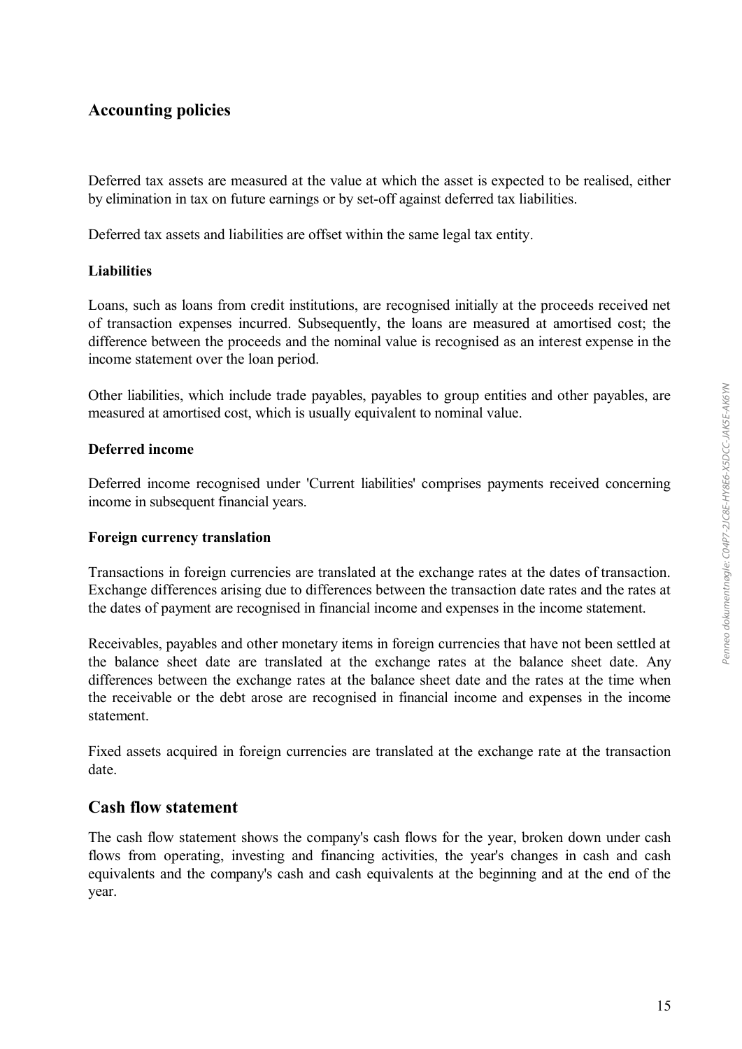## Accounting policies

Deferred tax assets are measured at the value at which the asset is expected to be realised, either by elimination in tax on future earnings or by set-off against deferred tax liabilities.

Deferred tax assets and liabilities are offset within the same legal tax entity.

### Liabilities

Loans, such as loans from credit institutions, are recognised initially at the proceeds received net of transaction expenses incurred. Subsequently, the loans are measured at amortised cost; the difference between the proceeds and the nominal value is recognised as an interest expense in the income statement over the loan period.

Other liabilities, which include trade payables, payables to group entities and other payables, are measured at amortised cost, which is usually equivalent to nominal value.

### Deferred income

Deferred income recognised under 'Current liabilities' comprises payments received concerning income in subsequent financial years.

### Foreign currency translation

Transactions in foreign currencies are translated at the exchange rates at the dates of transaction. Exchange differences arising due to differences between the transaction date rates and the rates at the dates of payment are recognised in financial income and expenses in the income statement.

Receivables, payables and other monetary items in foreign currencies that have not been settled at the balance sheet date are translated at the exchange rates at the balance sheet date. Any differences between the exchange rates at the balance sheet date and the rates at the time when the receivable or the debt arose are recognised in financial income and expenses in the income statement.

Fixed assets acquired in foreign currencies are translated at the exchange rate at the transaction date.

## Cash flow statement

The cash flow statement shows the company's cash flows for the year, broken down under cash flows from operating, investing and financing activities, the year's changes in cash and cash equivalents and the company's cash and cash equivalents at the beginning and at the end of the year.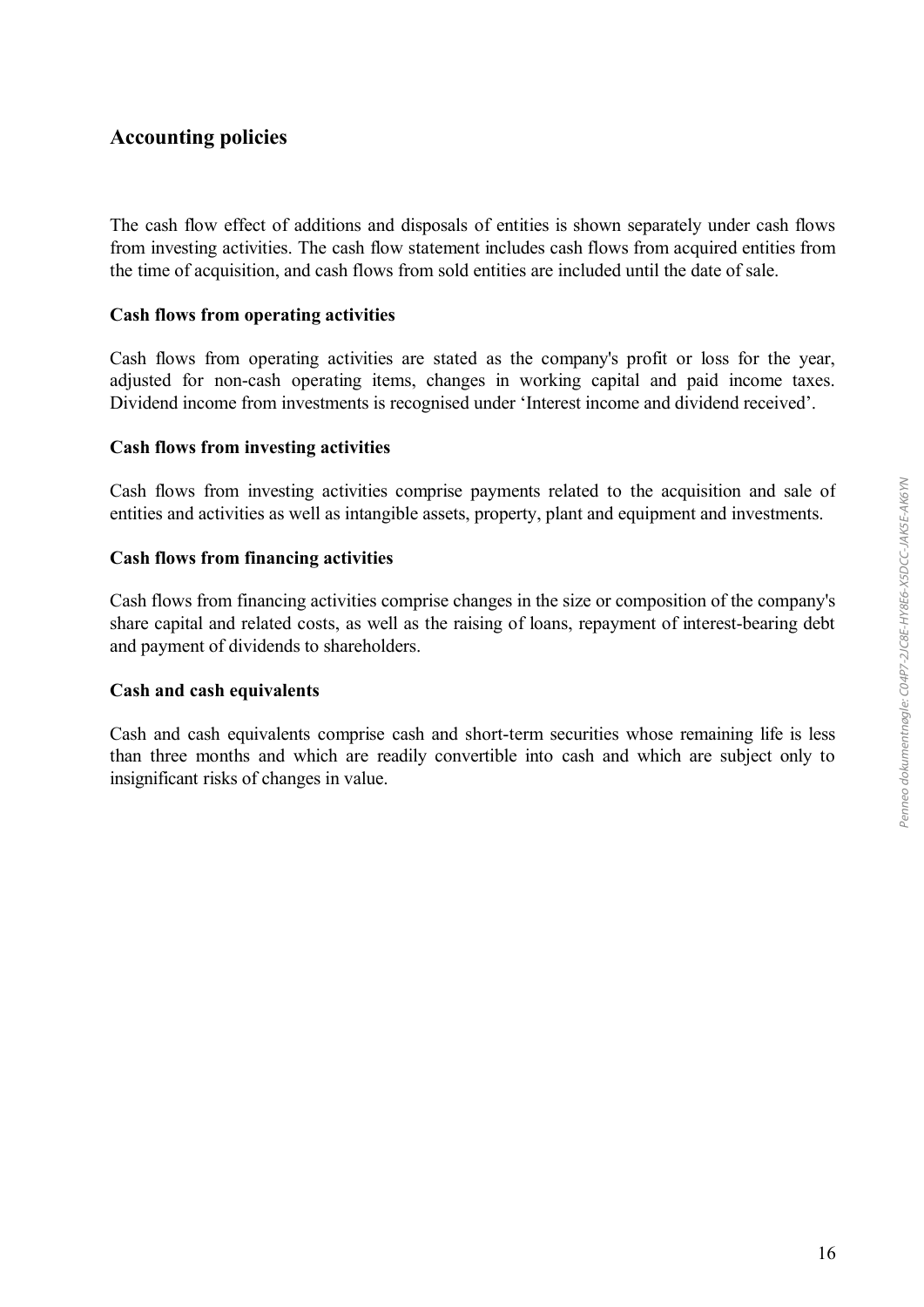## Accounting policies

The cash flow effect of additions and disposals of entities is shown separately under cash flows from investing activities. The cash flow statement includes cash flows from acquired entities from the time of acquisition, and cash flows from sold entities are included until the date of sale.

### Cash flows from operating activities

Cash flows from operating activities are stated as the company's profit or loss for the year, adjusted for non-cash operating items, changes in working capital and paid income taxes. Dividend income from investments is recognised under 'Interest income and dividend received'.

### Cash flows from investing activities

Cash flows from investing activities comprise payments related to the acquisition and sale of entities and activities as well as intangible assets, property, plant and equipment and investments.

### Cash flows from financing activities

Cash flows from financing activities comprise changes in the size or composition of the company's share capital and related costs, as well as the raising of loans, repayment of interest-bearing debt and payment of dividends to shareholders.

### Cash and cash equivalents

Cash and cash equivalents comprise cash and short-term securities whose remaining life is less than three months and which are readily convertible into cash and which are subject only to insignificant risks of changes in value.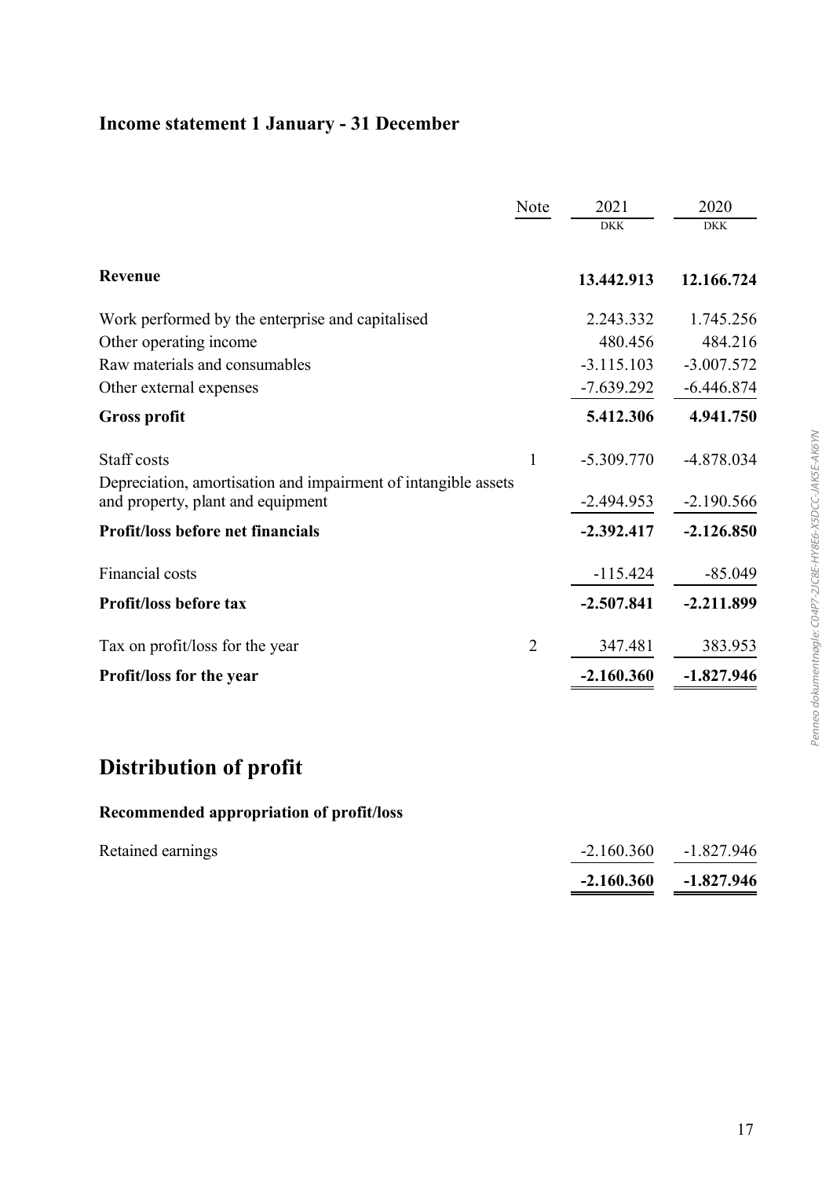## Income statement 1 January - 31 December

| | Note | 2021 | 2020 |
|---|---|---|---|
| | | DKK | DKK |
| **Revenue** | | **13.442.913** | **12.166.724** |
| Work performed by the enterprise and capitalised | | 2.243.332 | 1.745.256 |
| Other operating income | | 480.456 | 484.216 |
| Raw materials and consumables | | -3.115.103 | -3.007.572 |
| Other external expenses | | -7.639.292 | -6.446.874 |
| **Gross profit** | | **5.412.306** | **4.941.750** |
| Staff costs | 1 | -5.309.770 | -4.878.034 |
| Depreciation, amortisation and impairment of intangible assets and property, plant and equipment | | -2.494.953 | -2.190.566 |
| **Profit/loss before net financials** | | **-2.392.417** | **-2.126.850** |
| Financial costs | | -115.424 | -85.049 |
| **Profit/loss before tax** | | **-2.507.841** | **-2.211.899** |
| Tax on profit/loss for the year | 2 | 347.481 | 383.953 |
| **Profit/loss for the year** | | **-2.160.360** | **-1.827.946** |

# Distribution of profit

### Recommended appropriation of profit/loss

| | 2021 | 2020 |
|---|---|---|
| Retained earnings | -2.160.360 | -1.827.946 |
| | **-2.160.360** | **-1.827.946** |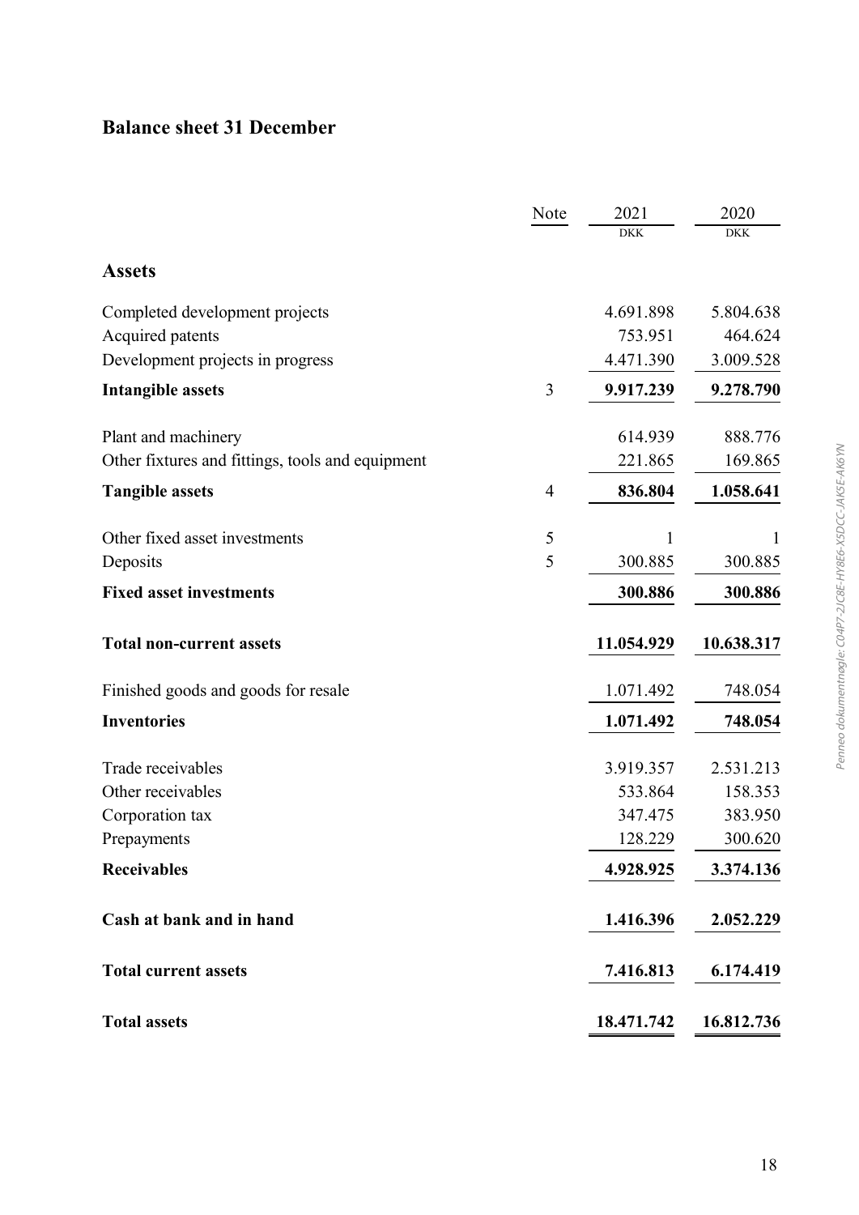# Balance sheet 31 December

| | Note | 2021 | 2020 |
|---|---|---|---|
| | | DKK | DKK |
| **Assets** | | | |
| Completed development projects | | 4.691.898 | 5.804.638 |
| Acquired patents | | 753.951 | 464.624 |
| Development projects in progress | | 4.471.390 | 3.009.528 |
| **Intangible assets** | 3 | **9.917.239** | **9.278.790** |
| Plant and machinery | | 614.939 | 888.776 |
| Other fixtures and fittings, tools and equipment | | 221.865 | 169.865 |
| **Tangible assets** | 4 | **836.804** | **1.058.641** |
| Other fixed asset investments | 5 | 1 | 1 |
| Deposits | 5 | 300.885 | 300.885 |
| **Fixed asset investments** | | **300.886** | **300.886** |
| **Total non-current assets** | | **11.054.929** | **10.638.317** |
| Finished goods and goods for resale | | 1.071.492 | 748.054 |
| **Inventories** | | **1.071.492** | **748.054** |
| Trade receivables | | 3.919.357 | 2.531.213 |
| Other receivables | | 533.864 | 158.353 |
| Corporation tax | | 347.475 | 383.950 |
| Prepayments | | 128.229 | 300.620 |
| **Receivables** | | **4.928.925** | **3.374.136** |
| **Cash at bank and in hand** | | **1.416.396** | **2.052.229** |
| **Total current assets** | | **7.416.813** | **6.174.419** |
| **Total assets** | | **18.471.742** | **16.812.736** |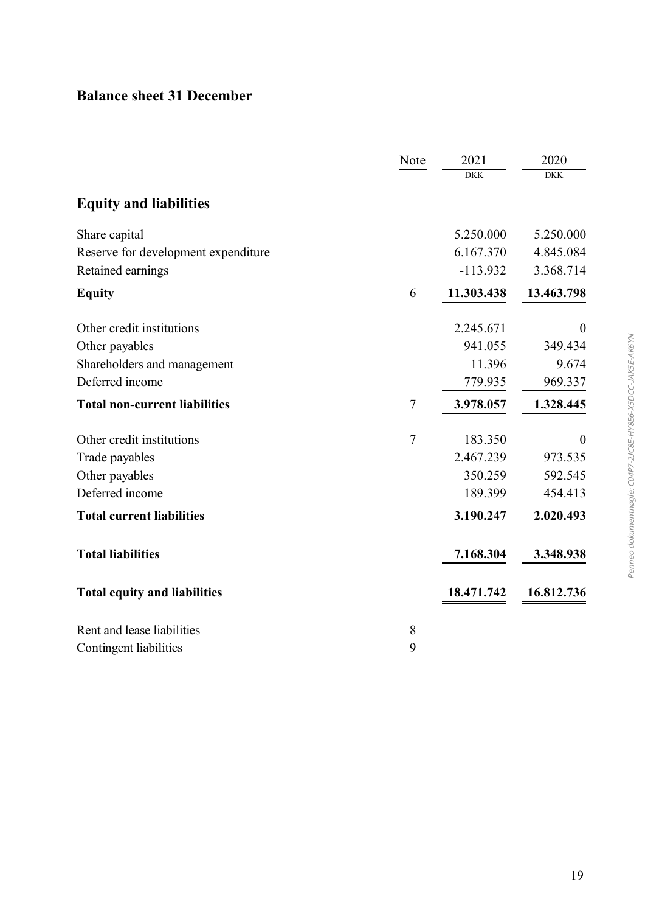# Balance sheet 31 December

| | Note | 2021 | 2020 |
|---|---|---|---|
| | | DKK | DKK |
| **Equity and liabilities** | | | |
| Share capital | | 5.250.000 | 5.250.000 |
| Reserve for development expenditure | | 6.167.370 | 4.845.084 |
| Retained earnings | | -113.932 | 3.368.714 |
| **Equity** | 6 | **11.303.438** | **13.463.798** |
| Other credit institutions | | 2.245.671 | 0 |
| Other payables | | 941.055 | 349.434 |
| Shareholders and management | | 11.396 | 9.674 |
| Deferred income | | 779.935 | 969.337 |
| **Total non-current liabilities** | 7 | **3.978.057** | **1.328.445** |
| Other credit institutions | 7 | 183.350 | 0 |
| Trade payables | | 2.467.239 | 973.535 |
| Other payables | | 350.259 | 592.545 |
| Deferred income | | 189.399 | 454.413 |
| **Total current liabilities** | | **3.190.247** | **2.020.493** |
| **Total liabilities** | | **7.168.304** | **3.348.938** |
| **Total equity and liabilities** | | **18.471.742** | **16.812.736** |
| Rent and lease liabilities | 8 | | |
| Contingent liabilities | 9 | | |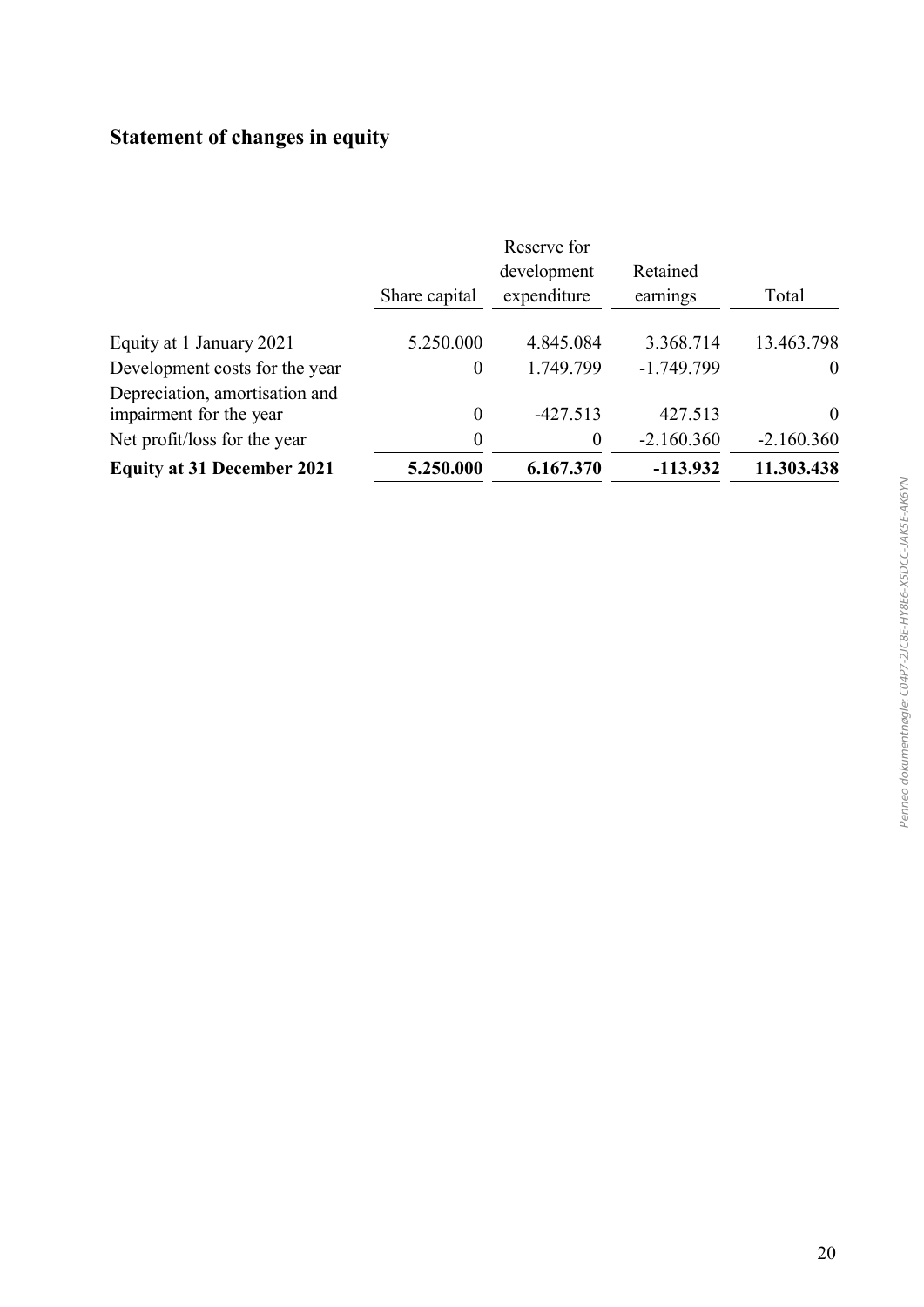# Statement of changes in equity

| | Share capital | Reserve for development expenditure | Retained earnings | Total |
|---|---|---|---|---|
| Equity at 1 January 2021 | 5.250.000 | 4.845.084 | 3.368.714 | 13.463.798 |
| Development costs for the year | 0 | 1.749.799 | -1.749.799 | 0 |
| Depreciation, amortisation and impairment for the year | 0 | -427.513 | 427.513 | 0 |
| Net profit/loss for the year | 0 | 0 | -2.160.360 | -2.160.360 |
| **Equity at 31 December 2021** | **5.250.000** | **6.167.370** | **-113.932** | **11.303.438** |

*Penneo dokumentnøgle: C04P7-2JC8E-HY8E6-X5DCC-JAK5E-AK6YN*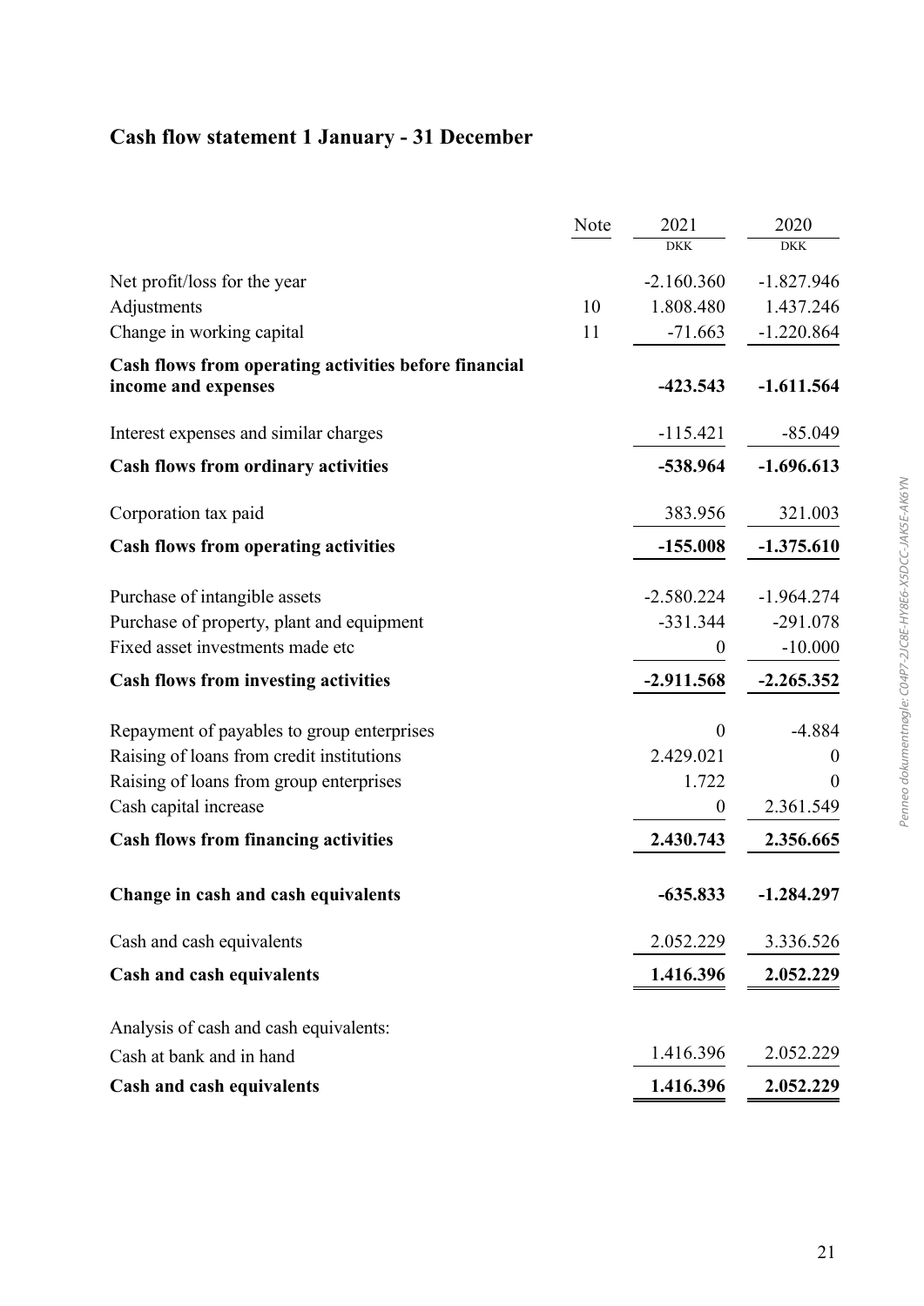# Cash flow statement 1 January - 31 December

| | Note | 2021<br>DKK | 2020<br>DKK |
|---|---|---|---|
| Net profit/loss for the year | | -2.160.360 | -1.827.946 |
| Adjustments | 10 | 1.808.480 | 1.437.246 |
| Change in working capital | 11 | -71.663 | -1.220.864 |
| **Cash flows from operating activities before financial income and expenses** | | **-423.543** | **-1.611.564** |
| Interest expenses and similar charges | | -115.421 | -85.049 |
| **Cash flows from ordinary activities** | | **-538.964** | **-1.696.613** |
| Corporation tax paid | | 383.956 | 321.003 |
| **Cash flows from operating activities** | | **-155.008** | **-1.375.610** |
| Purchase of intangible assets | | -2.580.224 | -1.964.274 |
| Purchase of property, plant and equipment | | -331.344 | -291.078 |
| Fixed asset investments made etc | | 0 | -10.000 |
| **Cash flows from investing activities** | | **-2.911.568** | **-2.265.352** |
| Repayment of payables to group enterprises | | 0 | -4.884 |
| Raising of loans from credit institutions | | 2.429.021 | 0 |
| Raising of loans from group enterprises | | 1.722 | 0 |
| Cash capital increase | | 0 | 2.361.549 |
| **Cash flows from financing activities** | | **2.430.743** | **2.356.665** |
| **Change in cash and cash equivalents** | | **-635.833** | **-1.284.297** |
| Cash and cash equivalents | | 2.052.229 | 3.336.526 |
| **Cash and cash equivalents** | | **1.416.396** | **2.052.229** |
| Analysis of cash and cash equivalents: | | | |
| Cash at bank and in hand | | 1.416.396 | 2.052.229 |
| **Cash and cash equivalents** | | **1.416.396** | **2.052.229** |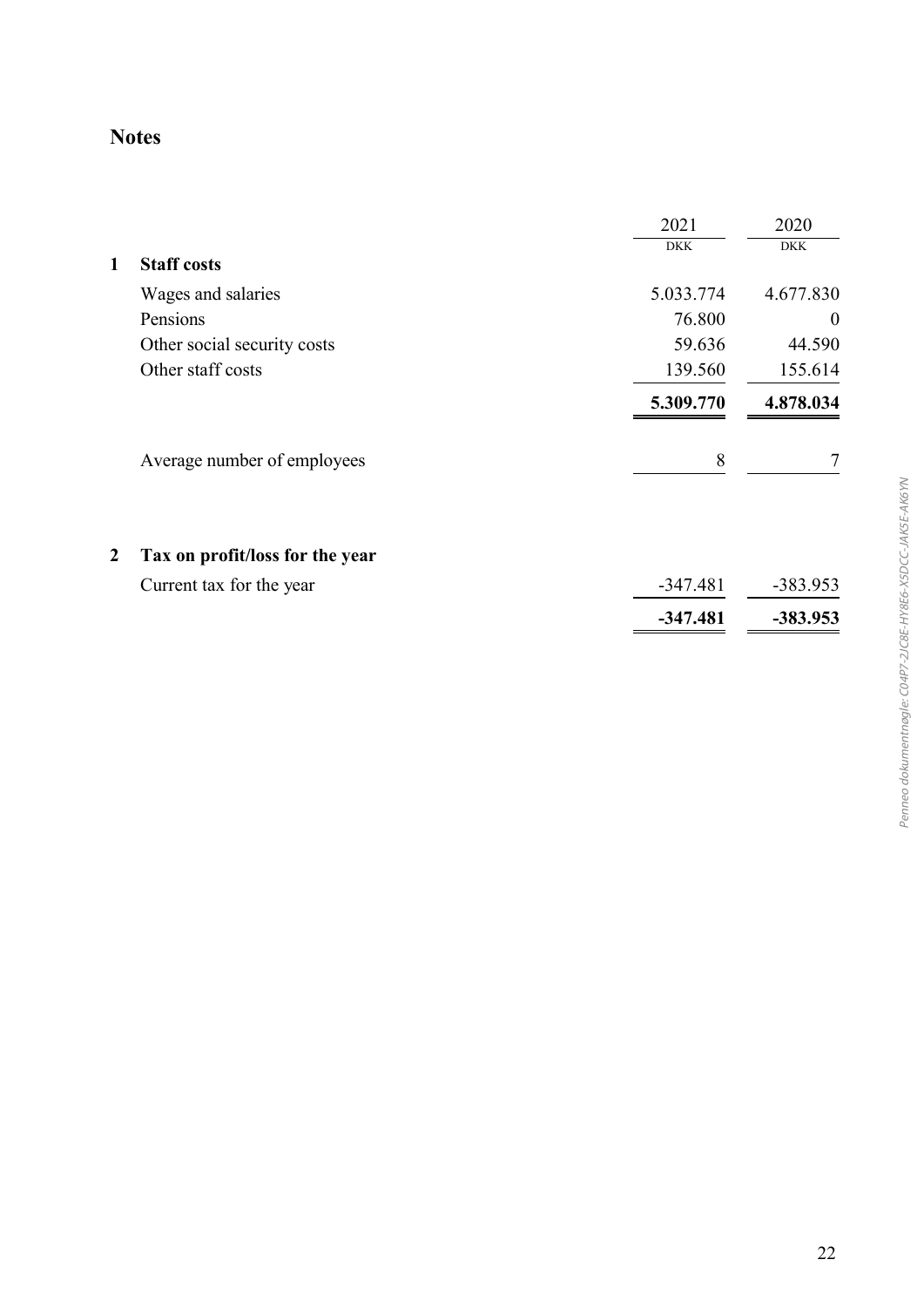# Notes

| | | 2021 | 2020 |
|---|---|---|---|
| | | DKK | DKK |
| **1** | **Staff costs** | | |
| | Wages and salaries | 5.033.774 | 4.677.830 |
| | Pensions | 76.800 | 0 |
| | Other social security costs | 59.636 | 44.590 |
| | Other staff costs | 139.560 | 155.614 |
| | | **5.309.770** | **4.878.034** |
| | Average number of employees | 8 | 7 |

| | | 2021 | 2020 |
|---|---|---|---|
| **2** | **Tax on profit/loss for the year** | | |
| | Current tax for the year | -347.481 | -383.953 |
| | | **-347.481** | **-383.953** |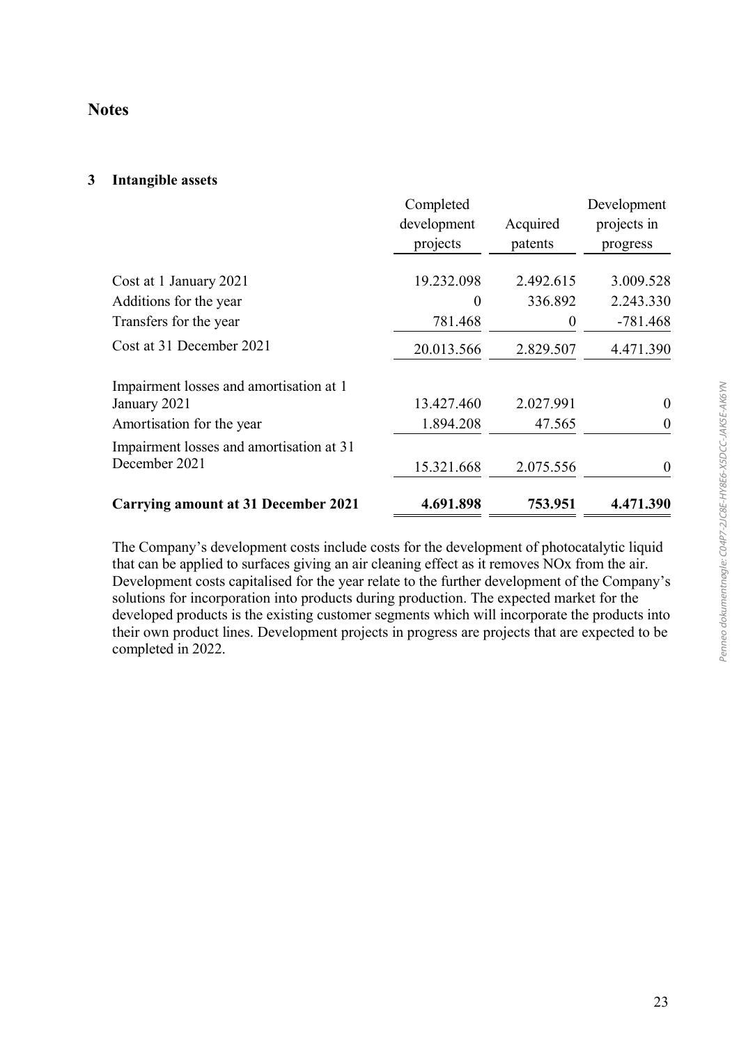# Notes

## 3 Intangible assets

| | Completed development projects | Acquired patents | Development projects in progress |
|---|---|---|---|
| Cost at 1 January 2021 | 19.232.098 | 2.492.615 | 3.009.528 |
| Additions for the year | 0 | 336.892 | 2.243.330 |
| Transfers for the year | 781.468 | 0 | -781.468 |
| Cost at 31 December 2021 | 20.013.566 | 2.829.507 | 4.471.390 |
| Impairment losses and amortisation at 1 January 2021 | 13.427.460 | 2.027.991 | 0 |
| Amortisation for the year | 1.894.208 | 47.565 | 0 |
| Impairment losses and amortisation at 31 December 2021 | 15.321.668 | 2.075.556 | 0 |
| **Carrying amount at 31 December 2021** | **4.691.898** | **753.951** | **4.471.390** |

The Company's development costs include costs for the development of photocatalytic liquid that can be applied to surfaces giving an air cleaning effect as it removes NOx from the air. Development costs capitalised for the year relate to the further development of the Company's solutions for incorporation into products during production. The expected market for the developed products is the existing customer segments which will incorporate the products into their own product lines. Development projects in progress are projects that are expected to be completed in 2022.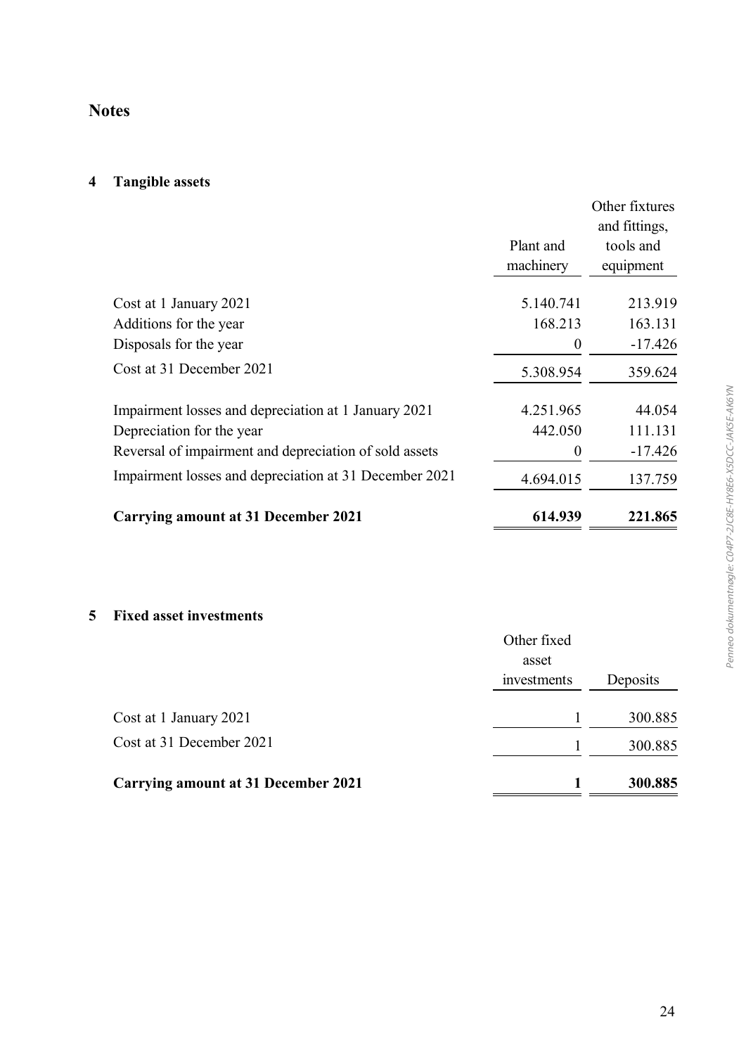## Notes

### 4 Tangible assets

| | Plant and machinery | Other fixtures and fittings, tools and equipment |
|---|---|---|
| Cost at 1 January 2021 | 5.140.741 | 213.919 |
| Additions for the year | 168.213 | 163.131 |
| Disposals for the year | 0 | -17.426 |
| Cost at 31 December 2021 | 5.308.954 | 359.624 |
| Impairment losses and depreciation at 1 January 2021 | 4.251.965 | 44.054 |
| Depreciation for the year | 442.050 | 111.131 |
| Reversal of impairment and depreciation of sold assets | 0 | -17.426 |
| Impairment losses and depreciation at 31 December 2021 | 4.694.015 | 137.759 |
| **Carrying amount at 31 December 2021** | **614.939** | **221.865** |

### 5 Fixed asset investments

| | Other fixed asset investments | Deposits |
|---|---|---|
| Cost at 1 January 2021 | 1 | 300.885 |
| Cost at 31 December 2021 | 1 | 300.885 |
| **Carrying amount at 31 December 2021** | **1** | **300.885** |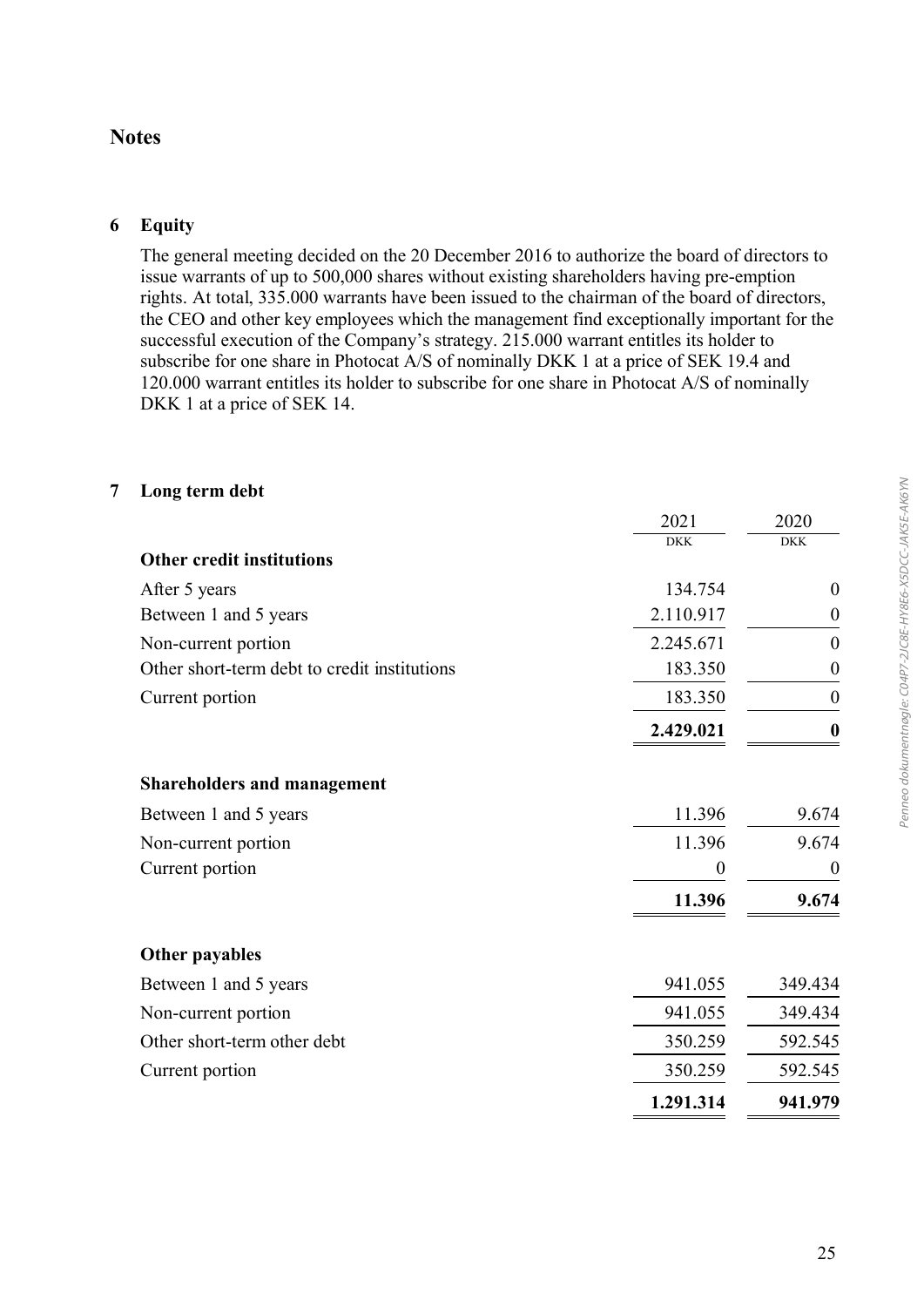## Notes

### 6 Equity

The general meeting decided on the 20 December 2016 to authorize the board of directors to issue warrants of up to 500,000 shares without existing shareholders having pre-emption rights. At total, 335.000 warrants have been issued to the chairman of the board of directors, the CEO and other key employees which the management find exceptionally important for the successful execution of the Company's strategy. 215.000 warrant entitles its holder to subscribe for one share in Photocat A/S of nominally DKK 1 at a price of SEK 19.4 and 120.000 warrant entitles its holder to subscribe for one share in Photocat A/S of nominally DKK 1 at a price of SEK 14.

### 7 Long term debt

| | 2021 | 2020 |
|---|---|---|
| | DKK | DKK |
| **Other credit institutions** | | |
| After 5 years | 134.754 | 0 |
| Between 1 and 5 years | 2.110.917 | 0 |
| Non-current portion | 2.245.671 | 0 |
| Other short-term debt to credit institutions | 183.350 | 0 |
| Current portion | 183.350 | 0 |
| | **2.429.021** | **0** |
| **Shareholders and management** | | |
| Between 1 and 5 years | 11.396 | 9.674 |
| Non-current portion | 11.396 | 9.674 |
| Current portion | 0 | 0 |
| | **11.396** | **9.674** |
| **Other payables** | | |
| Between 1 and 5 years | 941.055 | 349.434 |
| Non-current portion | 941.055 | 349.434 |
| Other short-term other debt | 350.259 | 592.545 |
| Current portion | 350.259 | 592.545 |
| | **1.291.314** | **941.979** |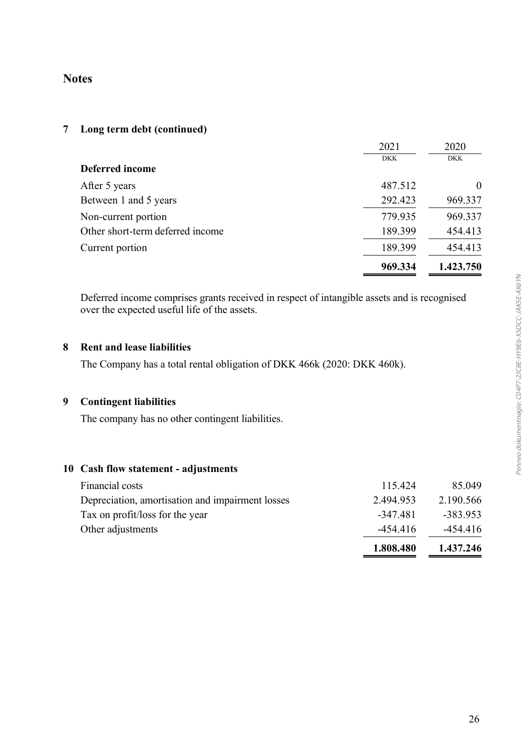## Notes

### 7 Long term debt (continued)

| | 2021 | 2020 |
|---|---|---|
| | DKK | DKK |
| **Deferred income** | | |
| After 5 years | 487.512 | 0 |
| Between 1 and 5 years | 292.423 | 969.337 |
| Non-current portion | 779.935 | 969.337 |
| Other short-term deferred income | 189.399 | 454.413 |
| Current portion | 189.399 | 454.413 |
| | **969.334** | **1.423.750** |

Deferred income comprises grants received in respect of intangible assets and is recognised over the expected useful life of the assets.

### 8 Rent and lease liabilities

The Company has a total rental obligation of DKK 466k (2020: DKK 460k).

### 9 Contingent liabilities

The company has no other contingent liabilities.

### 10 Cash flow statement - adjustments

| | 2021 | 2020 |
|---|---|---|
| Financial costs | 115.424 | 85.049 |
| Depreciation, amortisation and impairment losses | 2.494.953 | 2.190.566 |
| Tax on profit/loss for the year | -347.481 | -383.953 |
| Other adjustments | -454.416 | -454.416 |
| | **1.808.480** | **1.437.246** |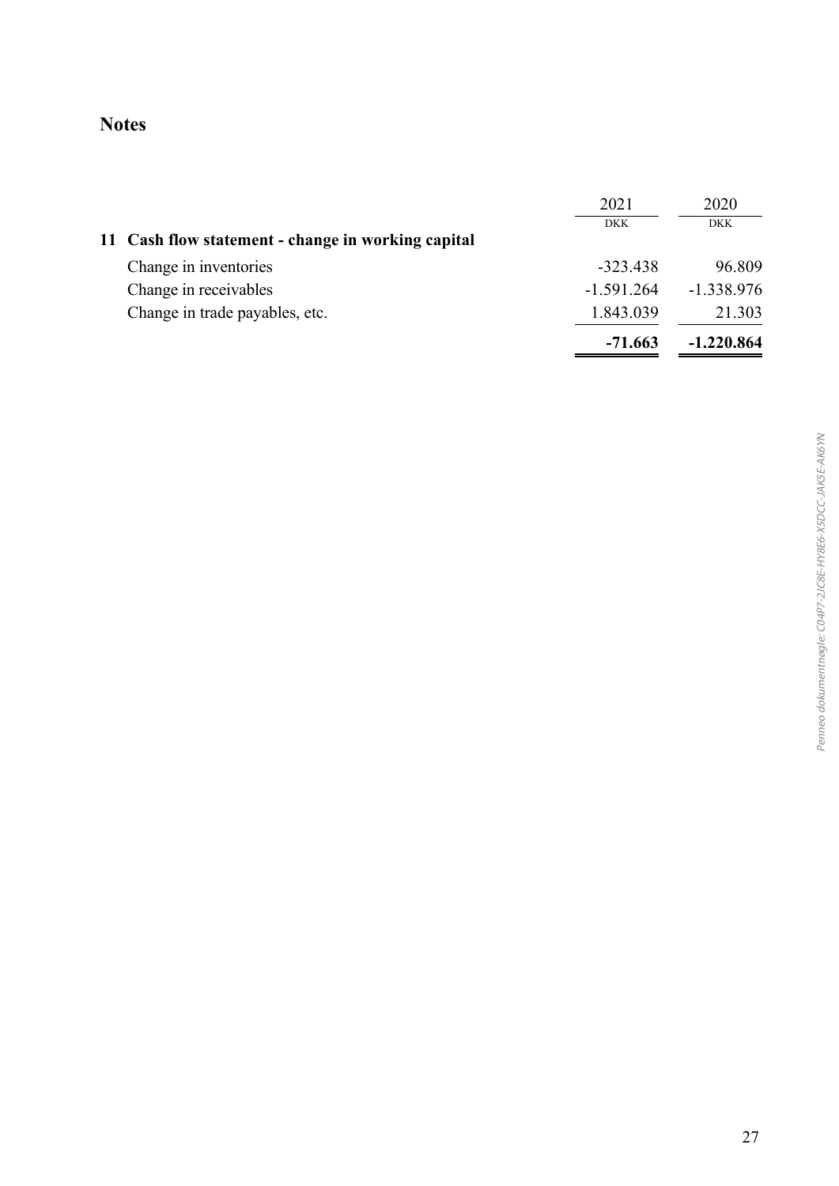## Notes

| | 2021 | 2020 |
|---|---|---|
| | DKK | DKK |
| **11 Cash flow statement - change in working capital** | | |
| Change in inventories | -323.438 | 96.809 |
| Change in receivables | -1.591.264 | -1.338.976 |
| Change in trade payables, etc. | 1.843.039 | 21.303 |
| | **-71.663** | **-1.220.864** |

*Penneo dokumentnøgle: C04P7-2JC8E-HY8E6-X5DCC-JAK5E-AK6YN*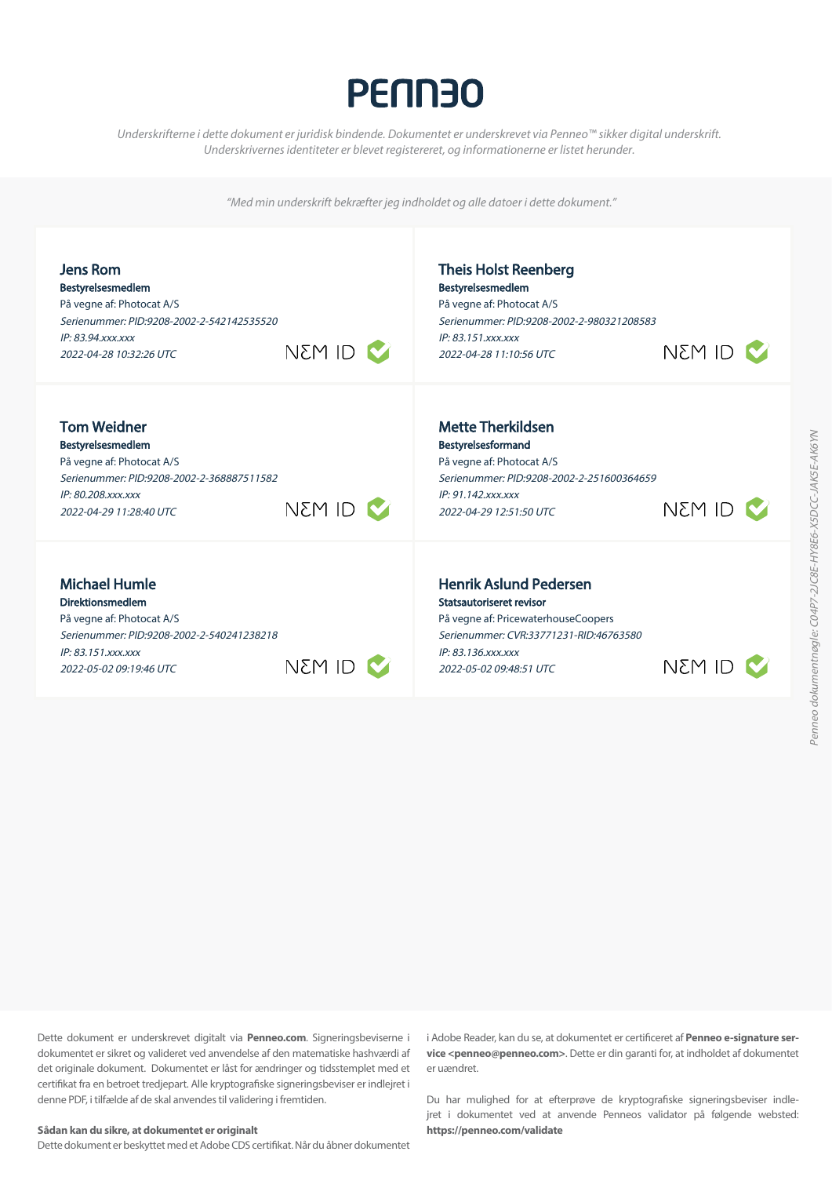# PENN30

*Underskrifterne i dette dokument er juridisk bindende. Dokumentet er underskrevet via Penneo™ sikker digital underskrift. Underskrivernes identiteter er blevet registereret, og informationerne er listet herunder.*

*"Med min underskrift bekræfter jeg indholdet og alle datoer i dette dokument."*

**Jens Rom**
**Bestyrelsesmedlem**
På vegne af: Photocat A/S
*Serienummer: PID:9208-2002-2-542142535520*
*IP: 83.94.xxx.xxx*
*2022-04-28 10:32:26 UTC*
NEM ID

**Theis Holst Reenberg**
**Bestyrelsesmedlem**
På vegne af: Photocat A/S
*Serienummer: PID:9208-2002-2-980321208583*
*IP: 83.151.xxx.xxx*
*2022-04-28 11:10:56 UTC*
NEM ID

**Tom Weidner**
**Bestyrelsesmedlem**
På vegne af: Photocat A/S
*Serienummer: PID:9208-2002-2-368887511582*
*IP: 80.208.xxx.xxx*
*2022-04-29 11:28:40 UTC*
NEM ID

**Mette Therkildsen**
**Bestyrelsesformand**
På vegne af: Photocat A/S
*Serienummer: PID:9208-2002-2-251600364659*
*IP: 91.142.xxx.xxx*
*2022-04-29 12:51:50 UTC*
NEM ID

**Michael Humle**
**Direktionsmedlem**
På vegne af: Photocat A/S
*Serienummer: PID:9208-2002-2-540241238218*
*IP: 83.151.xxx.xxx*
*2022-05-02 09:19:46 UTC*
NEM ID

**Henrik Aslund Pedersen**
**Statsautoriseret revisor**
På vegne af: PricewaterhouseCoopers
*Serienummer: CVR:33771231-RID:46763580*
*IP: 83.136.xxx.xxx*
*2022-05-02 09:48:51 UTC*
NEM ID

*Penneo dokumentnøgle: C04P7-2JC8E-HY8E6-X5DCC-JAKSE-AK6YN*

Dette dokument er underskrevet digitalt via **Penneo.com**. Signeringsbeviserne i dokumentet er sikret og valideret ved anvendelse af den matematiske hashværdi af det originale dokument. Dokumentet er låst for ændringer og tidsstemplet med et certifikat fra en betroet tredjepart. Alle kryptografiske signeringsbeviser er indlejret i denne PDF, i tilfælde af de skal anvendes til validering i fremtiden.

**Sådan kan du sikre, at dokumentet er originalt**

Dette dokument er beskyttet med et Adobe CDS certifikat. Når du åbner dokumentet i Adobe Reader, kan du se, at dokumentet er certificeret af **Penneo e-signature service <penneo@penneo.com>**. Dette er din garanti for, at indholdet af dokumentet er uændret.

Du har mulighed for at efterprøve de kryptografiske signeringsbeviser indlejret i dokumentet ved at anvende Penneos validator på følgende websted: **https://penneo.com/validate**